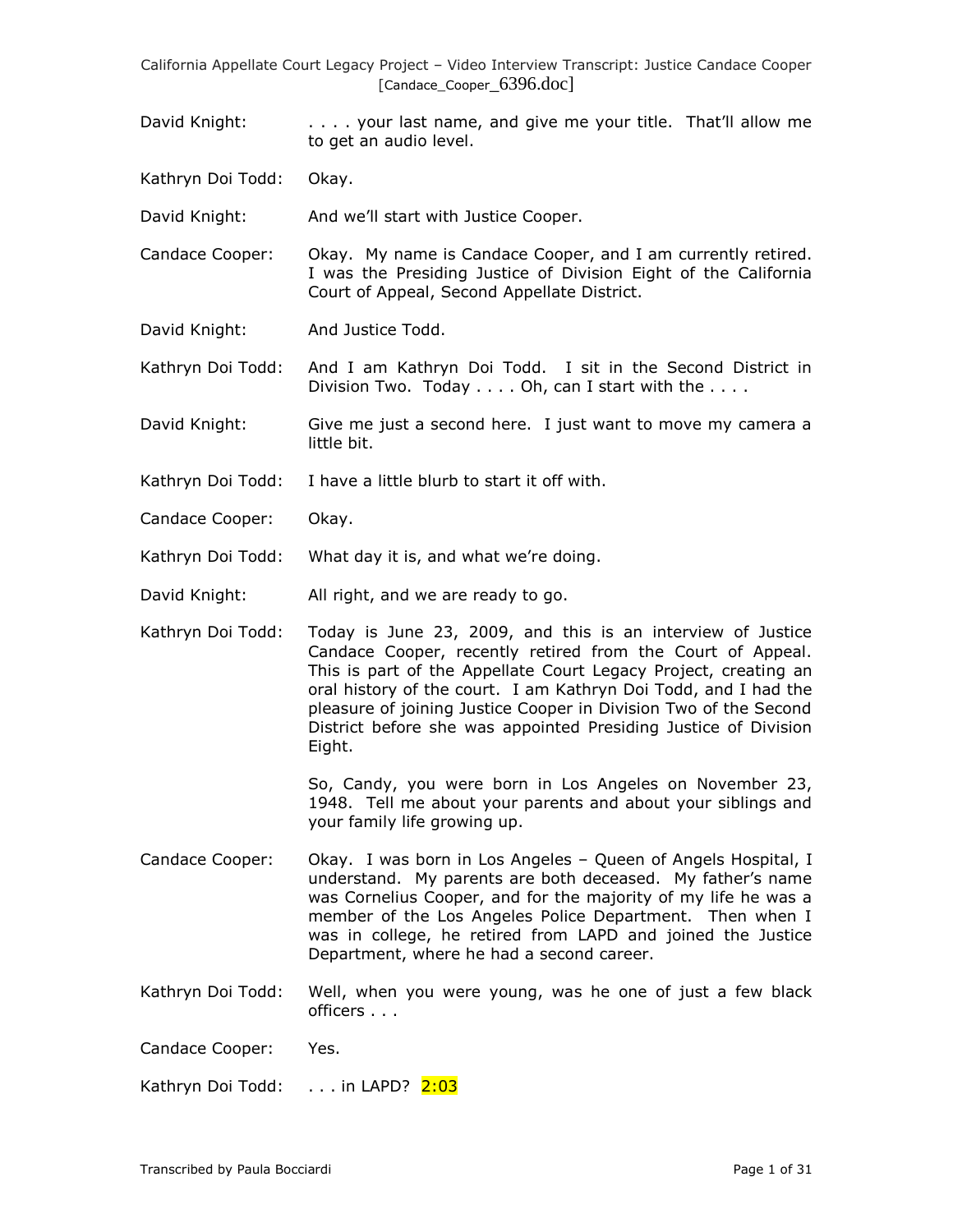David Knight: . . . . your last name, and give me your title. That'll allow me to get an audio level.

Kathryn Doi Todd: Okay.

David Knight: And we'll start with Justice Cooper.

Candace Cooper: Okay. My name is Candace Cooper, and I am currently retired. I was the Presiding Justice of Division Eight of the California Court of Appeal, Second Appellate District.

David Knight: And Justice Todd.

Kathryn Doi Todd: And I am Kathryn Doi Todd. I sit in the Second District in Division Two. Today . . . . Oh, can I start with the . . . .

David Knight: Give me just a second here. I just want to move my camera a little bit.

Kathryn Doi Todd: I have a little blurb to start it off with.

Candace Cooper: Okay.

Kathryn Doi Todd: What day it is, and what we're doing.

David Knight: All right, and we are ready to go.

Kathryn Doi Todd: Today is June 23, 2009, and this is an interview of Justice Candace Cooper, recently retired from the Court of Appeal. This is part of the Appellate Court Legacy Project, creating an oral history of the court. I am Kathryn Doi Todd, and I had the pleasure of joining Justice Cooper in Division Two of the Second District before she was appointed Presiding Justice of Division Eight.

So, Candy, you were born in Los Angeles on November 23, 1948. Tell me about your parents and about your siblings and your family life growing up.

Candace Cooper: Okay. I was born in Los Angeles – Queen of Angels Hospital, I understand. My parents are both deceased. My father's name was Cornelius Cooper, and for the majority of my life he was a member of the Los Angeles Police Department. Then when I was in college, he retired from LAPD and joined the Justice Department, where he had a second career.

Kathryn Doi Todd: Well, when you were young, was he one of just a few black officers . . .

Candace Cooper: Yes.

Kathryn Doi Todd: . . . in LAPD? 2:03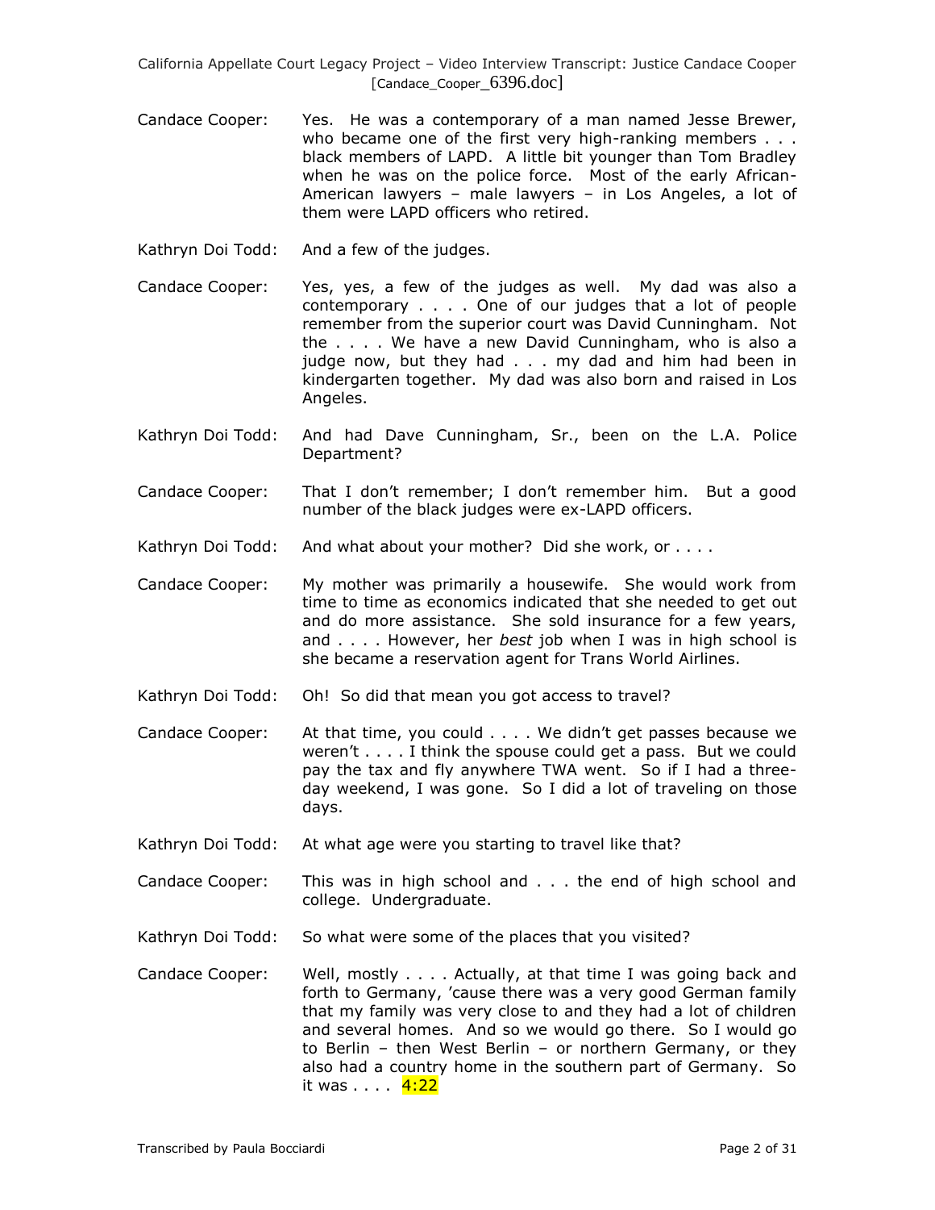Candace Cooper: Yes. He was a contemporary of a man named Jesse Brewer, who became one of the first very high-ranking members . . . black members of LAPD. A little bit younger than Tom Bradley when he was on the police force. Most of the early African-American lawyers – male lawyers – in Los Angeles, a lot of them were LAPD officers who retired.

Kathryn Doi Todd: And a few of the judges.

Candace Cooper: Yes, yes, a few of the judges as well. My dad was also a contemporary . . . . One of our judges that a lot of people remember from the superior court was David Cunningham. Not the . . . . We have a new David Cunningham, who is also a judge now, but they had . . . my dad and him had been in kindergarten together. My dad was also born and raised in Los Angeles.

Kathryn Doi Todd: And had Dave Cunningham, Sr., been on the L.A. Police Department?

Candace Cooper: That I don't remember; I don't remember him. But a good number of the black judges were ex-LAPD officers.

Kathryn Doi Todd: And what about your mother? Did she work, or . . . .

Candace Cooper: My mother was primarily a housewife. She would work from time to time as economics indicated that she needed to get out and do more assistance. She sold insurance for a few years, and . . . . However, her *best* job when I was in high school is she became a reservation agent for Trans World Airlines.

Kathryn Doi Todd: Oh! So did that mean you got access to travel?

Candace Cooper: At that time, you could . . . . We didn't get passes because we weren't . . . . I think the spouse could get a pass. But we could pay the tax and fly anywhere TWA went. So if I had a three-day weekend, I was gone. So I did a lot of traveling on those days.

Kathryn Doi Todd: At what age were you starting to travel like that?

Candace Cooper: This was in high school and . . . the end of high school and college. Undergraduate.

Kathryn Doi Todd: So what were some of the places that you visited?

Candace Cooper: Well, mostly . . . . Actually, at that time I was going back and forth to Germany, 'cause there was a very good German family that my family was very close to and they had a lot of children and several homes. And so we would go there. So I would go to Berlin – then West Berlin – or northern Germany, or they also had a country home in the southern part of Germany. So it was . . . . 4:22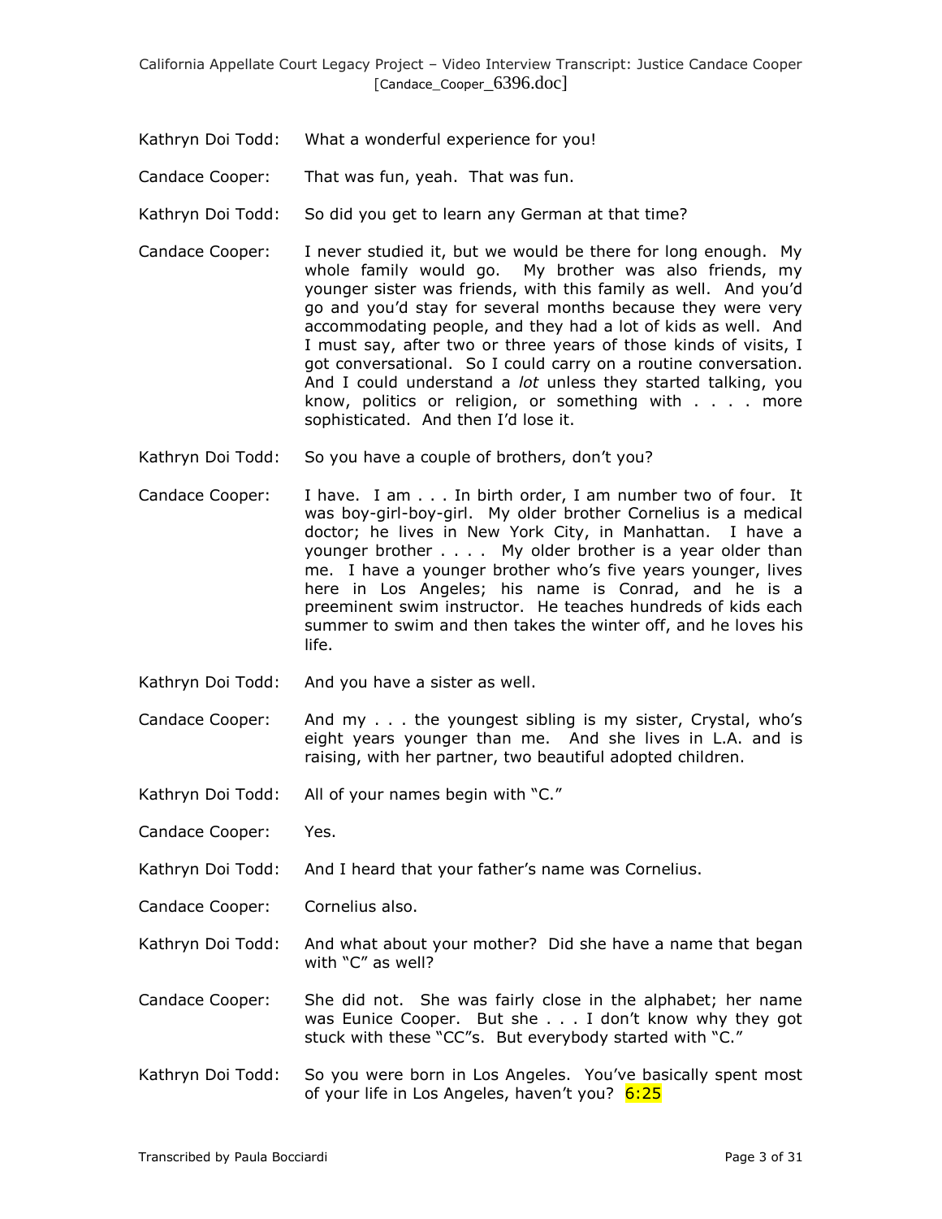Kathryn Doi Todd: What a wonderful experience for you!

Candace Cooper: That was fun, yeah. That was fun.

Kathryn Doi Todd: So did you get to learn any German at that time?

Candace Cooper: I never studied it, but we would be there for long enough. My whole family would go. My brother was also friends, my younger sister was friends, with this family as well. And you'd go and you'd stay for several months because they were very accommodating people, and they had a lot of kids as well. And I must say, after two or three years of those kinds of visits, I got conversational. So I could carry on a routine conversation. And I could understand a *lot* unless they started talking, you know, politics or religion, or something with . . . . more sophisticated. And then I'd lose it.

Kathryn Doi Todd: So you have a couple of brothers, don't you?

Candace Cooper: I have. I am . . . In birth order, I am number two of four. It was boy-girl-boy-girl. My older brother Cornelius is a medical doctor; he lives in New York City, in Manhattan. I have a younger brother . . . . My older brother is a year older than me. I have a younger brother who's five years younger, lives here in Los Angeles; his name is Conrad, and he is a preeminent swim instructor. He teaches hundreds of kids each summer to swim and then takes the winter off, and he loves his life.

Kathryn Doi Todd: And you have a sister as well.

Candace Cooper: And my . . . the youngest sibling is my sister, Crystal, who's eight years younger than me. And she lives in L.A. and is raising, with her partner, two beautiful adopted children.

Kathryn Doi Todd: All of your names begin with "C."

Candace Cooper: Yes.

Kathryn Doi Todd: And I heard that your father's name was Cornelius.

Candace Cooper: Cornelius also.

Kathryn Doi Todd: And what about your mother? Did she have a name that began with "C" as well?

Candace Cooper: She did not. She was fairly close in the alphabet; her name was Eunice Cooper. But she . . . I don't know why they got stuck with these "CC"s. But everybody started with "C."

Kathryn Doi Todd: So you were born in Los Angeles. You've basically spent most of your life in Los Angeles, haven't you? 6:25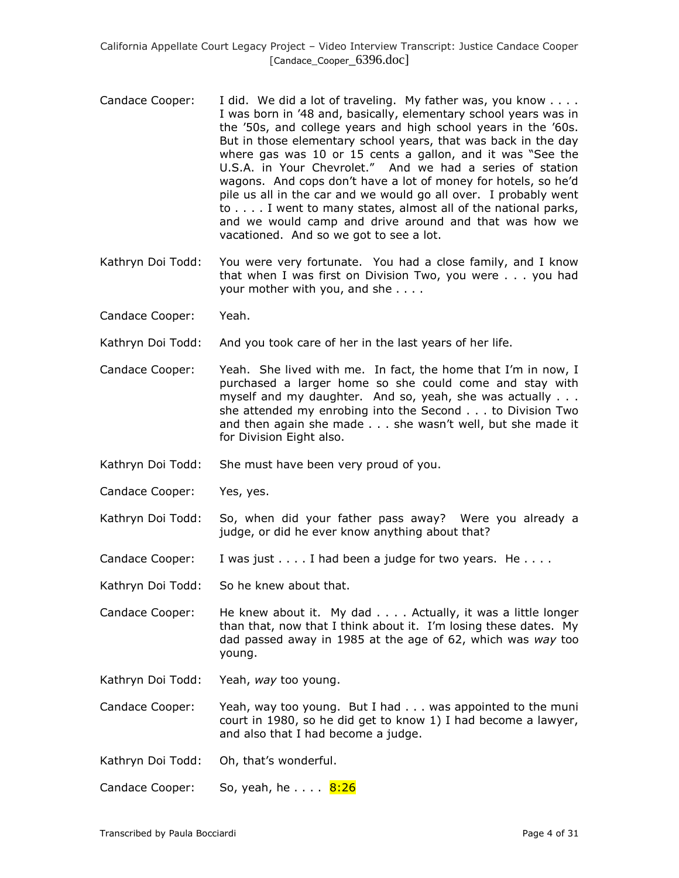Candace Cooper: I did. We did a lot of traveling. My father was, you know . . . . I was born in '48 and, basically, elementary school years was in the '50s, and college years and high school years in the '60s. But in those elementary school years, that was back in the day where gas was 10 or 15 cents a gallon, and it was "See the U.S.A. in Your Chevrolet." And we had a series of station wagons. And cops don't have a lot of money for hotels, so he'd pile us all in the car and we would go all over. I probably went to . . . . I went to many states, almost all of the national parks, and we would camp and drive around and that was how we vacationed. And so we got to see a lot.

Kathryn Doi Todd: You were very fortunate. You had a close family, and I know that when I was first on Division Two, you were . . . you had your mother with you, and she . . . .

Candace Cooper: Yeah.

Kathryn Doi Todd: And you took care of her in the last years of her life.

Candace Cooper: Yeah. She lived with me. In fact, the home that I'm in now, I purchased a larger home so she could come and stay with myself and my daughter. And so, yeah, she was actually . . . she attended my enrobing into the Second . . . to Division Two and then again she made . . . she wasn't well, but she made it for Division Eight also.

Kathryn Doi Todd: She must have been very proud of you.

Candace Cooper: Yes, yes.

Kathryn Doi Todd: So, when did your father pass away? Were you already a judge, or did he ever know anything about that?

Candace Cooper: I was just . . . . I had been a judge for two years. He . . . .

Kathryn Doi Todd: So he knew about that.

Candace Cooper: He knew about it. My dad . . . . Actually, it was a little longer than that, now that I think about it. I'm losing these dates. My dad passed away in 1985 at the age of 62, which was *way* too young.

Kathryn Doi Todd: Yeah, *way* too young.

Candace Cooper: Yeah, way too young. But I had . . . was appointed to the muni court in 1980, so he did get to know 1) I had become a lawyer, and also that I had become a judge.

Kathryn Doi Todd: Oh, that's wonderful.

Candace Cooper: So, yeah, he . . . . 8:26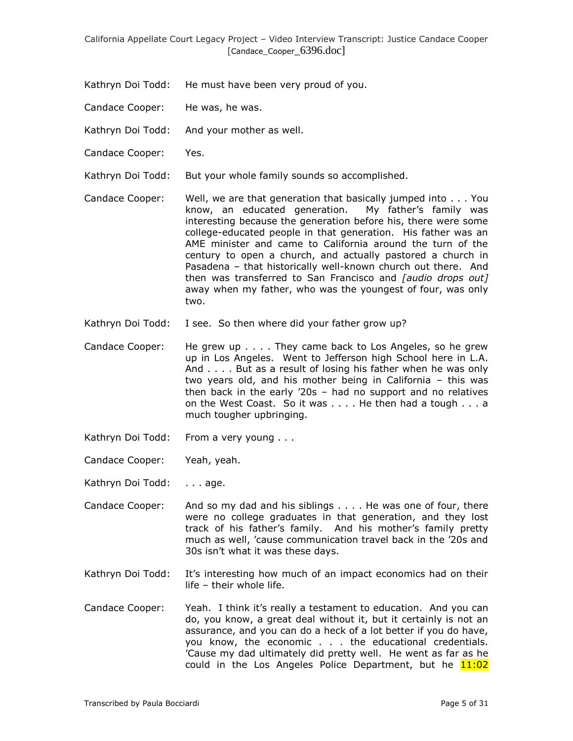Kathryn Doi Todd: He must have been very proud of you.

Candace Cooper: He was, he was.

Kathryn Doi Todd: And your mother as well.

Candace Cooper: Yes.

Kathryn Doi Todd: But your whole family sounds so accomplished.

Candace Cooper: Well, we are that generation that basically jumped into . . . You know, an educated generation. My father's family was interesting because the generation before his, there were some college-educated people in that generation. His father was an AME minister and came to California around the turn of the century to open a church, and actually pastored a church in Pasadena – that historically well-known church out there. And then was transferred to San Francisco and *[audio drops out]* away when my father, who was the youngest of four, was only two.

Kathryn Doi Todd: I see. So then where did your father grow up?

Candace Cooper: He grew up . . . . They came back to Los Angeles, so he grew up in Los Angeles. Went to Jefferson high School here in L.A. And . . . . But as a result of losing his father when he was only two years old, and his mother being in California – this was then back in the early '20s – had no support and no relatives on the West Coast. So it was . . . . He then had a tough . . . a much tougher upbringing.

Kathryn Doi Todd: From a very young . . .

Candace Cooper: Yeah, yeah.

Kathryn Doi Todd: . . . age.

Candace Cooper: And so my dad and his siblings . . . . He was one of four, there were no college graduates in that generation, and they lost track of his father's family. And his mother's family pretty much as well, 'cause communication travel back in the '20s and 30s isn't what it was these days.

Kathryn Doi Todd: It's interesting how much of an impact economics had on their life – their whole life.

Candace Cooper: Yeah. I think it's really a testament to education. And you can do, you know, a great deal without it, but it certainly is not an assurance, and you can do a heck of a lot better if you do have, you know, the economic . . . the educational credentials. 'Cause my dad ultimately did pretty well. He went as far as he could in the Los Angeles Police Department, but he 11:02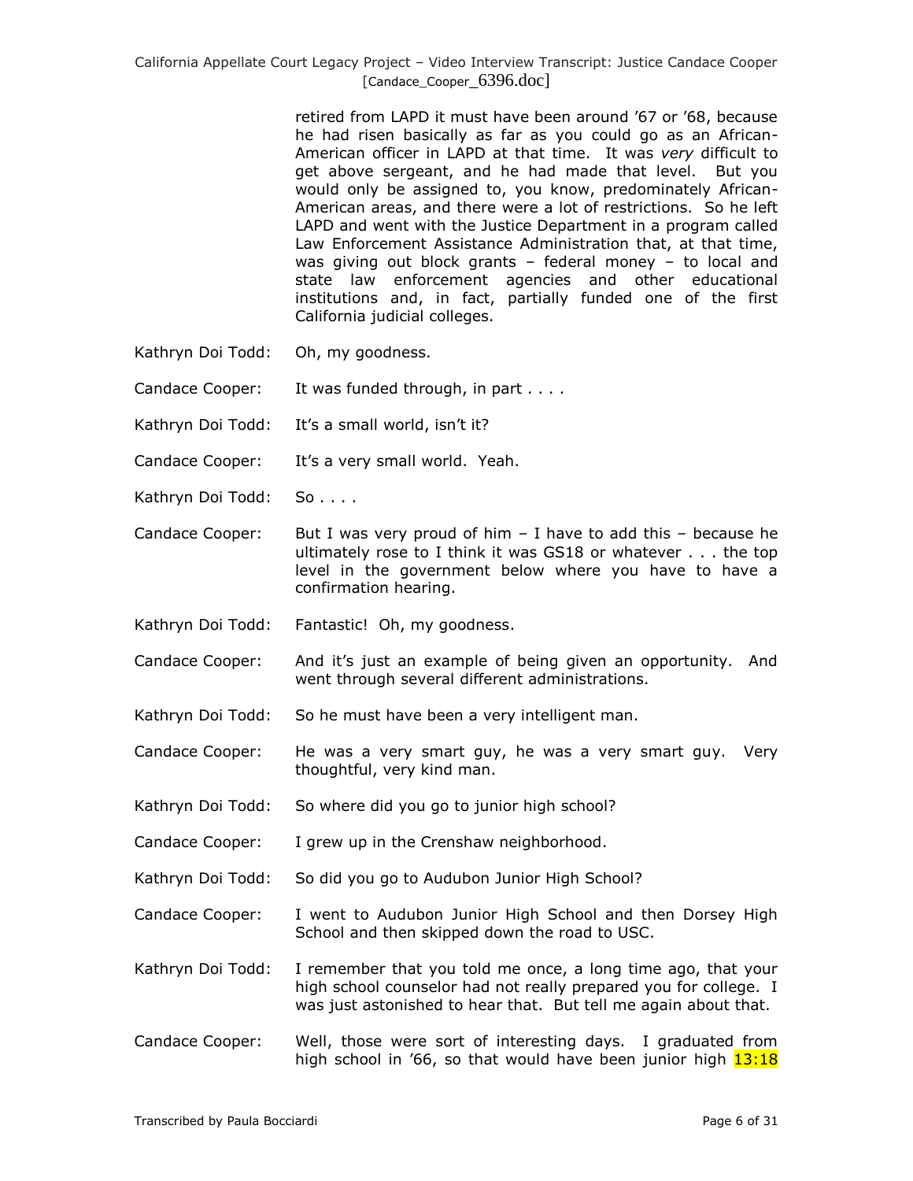retired from LAPD it must have been around '67 or '68, because he had risen basically as far as you could go as an African-American officer in LAPD at that time. It was *very* difficult to get above sergeant, and he had made that level. But you would only be assigned to, you know, predominately African-American areas, and there were a lot of restrictions. So he left LAPD and went with the Justice Department in a program called Law Enforcement Assistance Administration that, at that time, was giving out block grants – federal money – to local and state law enforcement agencies and other educational institutions and, in fact, partially funded one of the first California judicial colleges.

Kathryn Doi Todd: Oh, my goodness.

Candace Cooper: It was funded through, in part . . . .

Kathryn Doi Todd: It's a small world, isn't it?

Candace Cooper: It's a very small world. Yeah.

Kathryn Doi Todd: So . . . .

Candace Cooper: But I was very proud of him – I have to add this – because he ultimately rose to I think it was GS18 or whatever . . . the top level in the government below where you have to have a confirmation hearing.

Kathryn Doi Todd: Fantastic! Oh, my goodness.

Candace Cooper: And it's just an example of being given an opportunity. And went through several different administrations.

Kathryn Doi Todd: So he must have been a very intelligent man.

Candace Cooper: He was a very smart guy, he was a very smart guy. Very thoughtful, very kind man.

Kathryn Doi Todd: So where did you go to junior high school?

Candace Cooper: I grew up in the Crenshaw neighborhood.

Kathryn Doi Todd: So did you go to Audubon Junior High School?

Candace Cooper: I went to Audubon Junior High School and then Dorsey High School and then skipped down the road to USC.

Kathryn Doi Todd: I remember that you told me once, a long time ago, that your high school counselor had not really prepared you for college. I was just astonished to hear that. But tell me again about that.

Candace Cooper: Well, those were sort of interesting days. I graduated from high school in '66, so that would have been junior high 13:18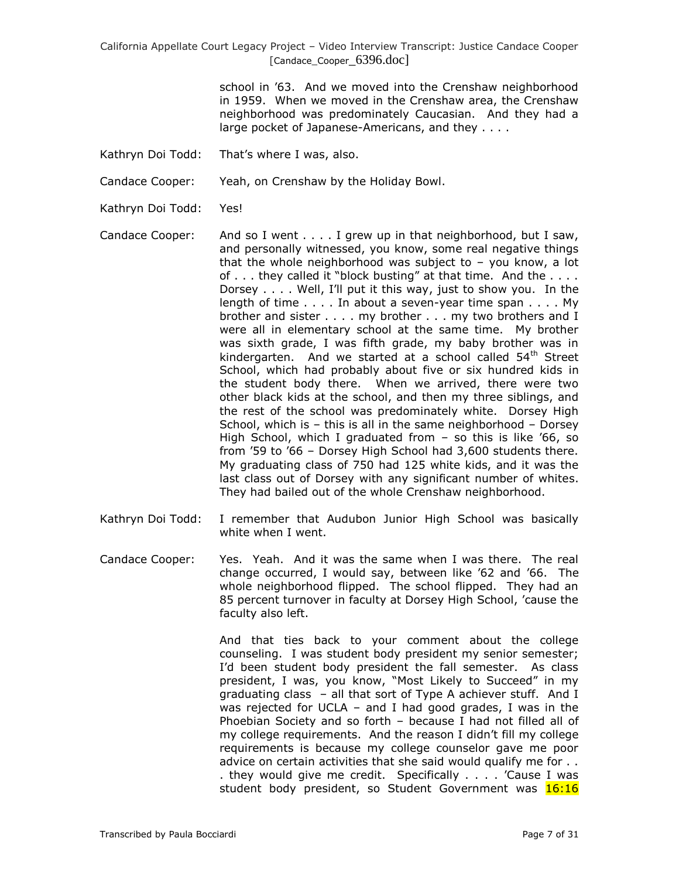school in '63. And we moved into the Crenshaw neighborhood in 1959. When we moved in the Crenshaw area, the Crenshaw neighborhood was predominately Caucasian. And they had a large pocket of Japanese-Americans, and they . . . .

Kathryn Doi Todd: That's where I was, also.

Candace Cooper: Yeah, on Crenshaw by the Holiday Bowl.

Kathryn Doi Todd: Yes!

Candace Cooper: And so I went . . . . I grew up in that neighborhood, but I saw, and personally witnessed, you know, some real negative things that the whole neighborhood was subject to – you know, a lot of . . . they called it "block busting" at that time. And the . . . . Dorsey . . . . Well, I'll put it this way, just to show you. In the length of time . . . . In about a seven-year time span . . . . My brother and sister . . . . my brother . . . my two brothers and I were all in elementary school at the same time. My brother was sixth grade, I was fifth grade, my baby brother was in kindergarten. And we started at a school called 54th Street School, which had probably about five or six hundred kids in the student body there. When we arrived, there were two other black kids at the school, and then my three siblings, and the rest of the school was predominately white. Dorsey High School, which is – this is all in the same neighborhood – Dorsey High School, which I graduated from – so this is like '66, so from '59 to '66 – Dorsey High School had 3,600 students there. My graduating class of 750 had 125 white kids, and it was the last class out of Dorsey with any significant number of whites. They had bailed out of the whole Crenshaw neighborhood.

Kathryn Doi Todd: I remember that Audubon Junior High School was basically white when I went.

Candace Cooper: Yes. Yeah. And it was the same when I was there. The real change occurred, I would say, between like '62 and '66. The whole neighborhood flipped. The school flipped. They had an 85 percent turnover in faculty at Dorsey High School, 'cause the faculty also left.

And that ties back to your comment about the college counseling. I was student body president my senior semester; I'd been student body president the fall semester. As class president, I was, you know, "Most Likely to Succeed" in my graduating class – all that sort of Type A achiever stuff. And I was rejected for UCLA – and I had good grades, I was in the Phoebian Society and so forth – because I had not filled all of my college requirements. And the reason I didn't fill my college requirements is because my college counselor gave me poor advice on certain activities that she said would qualify me for . . . they would give me credit. Specifically . . . . 'Cause I was student body president, so Student Government was 16:16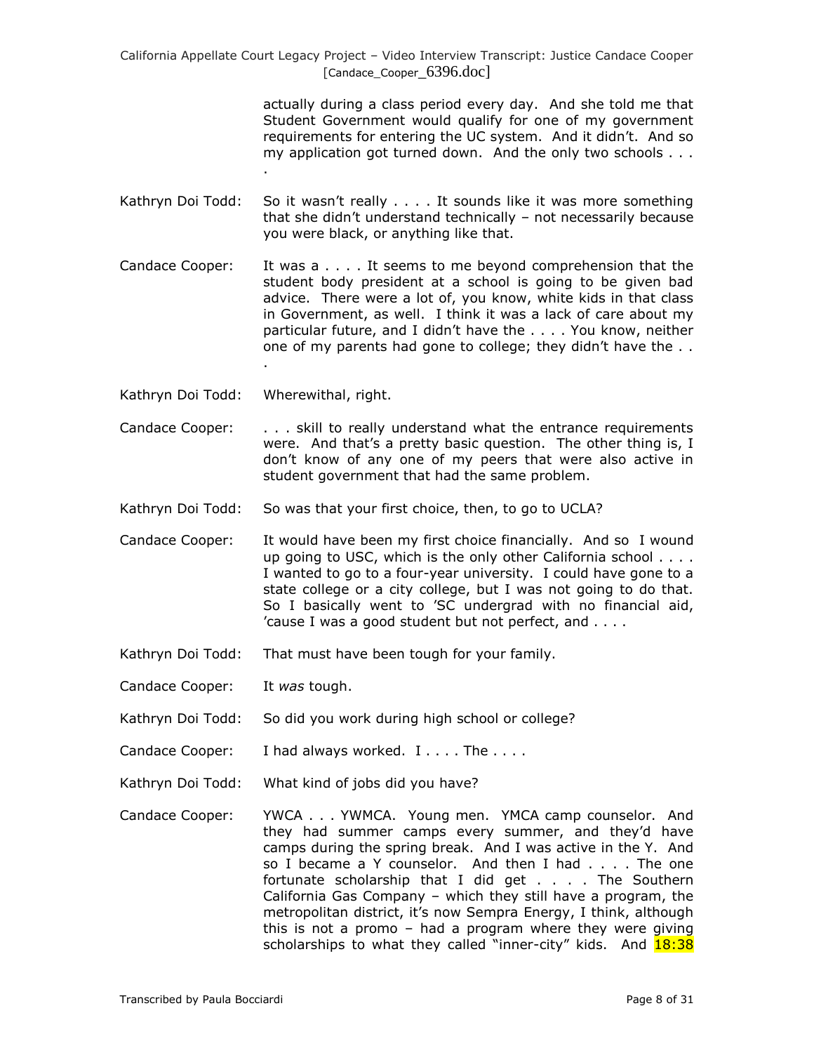actually during a class period every day. And she told me that Student Government would qualify for one of my government requirements for entering the UC system. And it didn't. And so my application got turned down. And the only two schools . . . .

Kathryn Doi Todd: So it wasn't really . . . . It sounds like it was more something that she didn't understand technically – not necessarily because you were black, or anything like that.

Candace Cooper: It was a . . . . It seems to me beyond comprehension that the student body president at a school is going to be given bad advice. There were a lot of, you know, white kids in that class in Government, as well. I think it was a lack of care about my particular future, and I didn't have the . . . . You know, neither one of my parents had gone to college; they didn't have the . . .

Kathryn Doi Todd: Wherewithal, right.

Candace Cooper: . . . skill to really understand what the entrance requirements were. And that's a pretty basic question. The other thing is, I don't know of any one of my peers that were also active in student government that had the same problem.

Kathryn Doi Todd: So was that your first choice, then, to go to UCLA?

Candace Cooper: It would have been my first choice financially. And so I wound up going to USC, which is the only other California school . . . . I wanted to go to a four-year university. I could have gone to a state college or a city college, but I was not going to do that. So I basically went to 'SC undergrad with no financial aid, 'cause I was a good student but not perfect, and . . . .

Kathryn Doi Todd: That must have been tough for your family.

Candace Cooper: It *was* tough.

Kathryn Doi Todd: So did you work during high school or college?

Candace Cooper: I had always worked. I . . . . The . . . .

Kathryn Doi Todd: What kind of jobs did you have?

Candace Cooper: YWCA . . . YWMCA. Young men. YMCA camp counselor. And they had summer camps every summer, and they'd have camps during the spring break. And I was active in the Y. And so I became a Y counselor. And then I had . . . . The one fortunate scholarship that I did get . . . . The Southern California Gas Company – which they still have a program, the metropolitan district, it's now Sempra Energy, I think, although this is not a promo – had a program where they were giving scholarships to what they called "inner-city" kids. And 18:38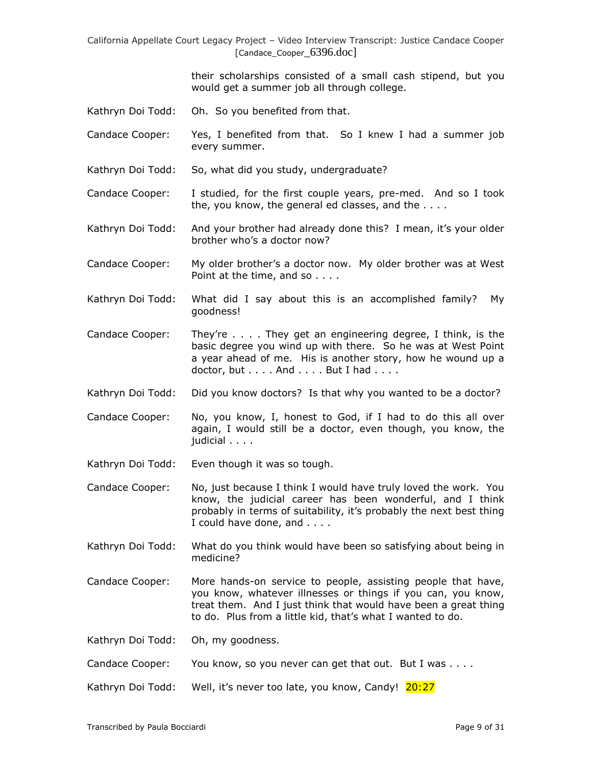their scholarships consisted of a small cash stipend, but you would get a summer job all through college.

Kathryn Doi Todd: Oh. So you benefited from that.

Candace Cooper: Yes, I benefited from that. So I knew I had a summer job every summer.

Kathryn Doi Todd: So, what did you study, undergraduate?

Candace Cooper: I studied, for the first couple years, pre-med. And so I took the, you know, the general ed classes, and the . . . .

Kathryn Doi Todd: And your brother had already done this? I mean, it's your older brother who's a doctor now?

Candace Cooper: My older brother's a doctor now. My older brother was at West Point at the time, and so . . . .

Kathryn Doi Todd: What did I say about this is an accomplished family? My goodness!

Candace Cooper: They're . . . . They get an engineering degree, I think, is the basic degree you wind up with there. So he was at West Point a year ahead of me. His is another story, how he wound up a doctor, but . . . . And . . . . But I had . . . .

Kathryn Doi Todd: Did you know doctors? Is that why you wanted to be a doctor?

Candace Cooper: No, you know, I, honest to God, if I had to do this all over again, I would still be a doctor, even though, you know, the judicial . . . .

Kathryn Doi Todd: Even though it was so tough.

Candace Cooper: No, just because I think I would have truly loved the work. You know, the judicial career has been wonderful, and I think probably in terms of suitability, it's probably the next best thing I could have done, and . . . .

Kathryn Doi Todd: What do you think would have been so satisfying about being in medicine?

Candace Cooper: More hands-on service to people, assisting people that have, you know, whatever illnesses or things if you can, you know, treat them. And I just think that would have been a great thing to do. Plus from a little kid, that's what I wanted to do.

Kathryn Doi Todd: Oh, my goodness.

Candace Cooper: You know, so you never can get that out. But I was . . . .

Kathryn Doi Todd: Well, it's never too late, you know, Candy! 20:27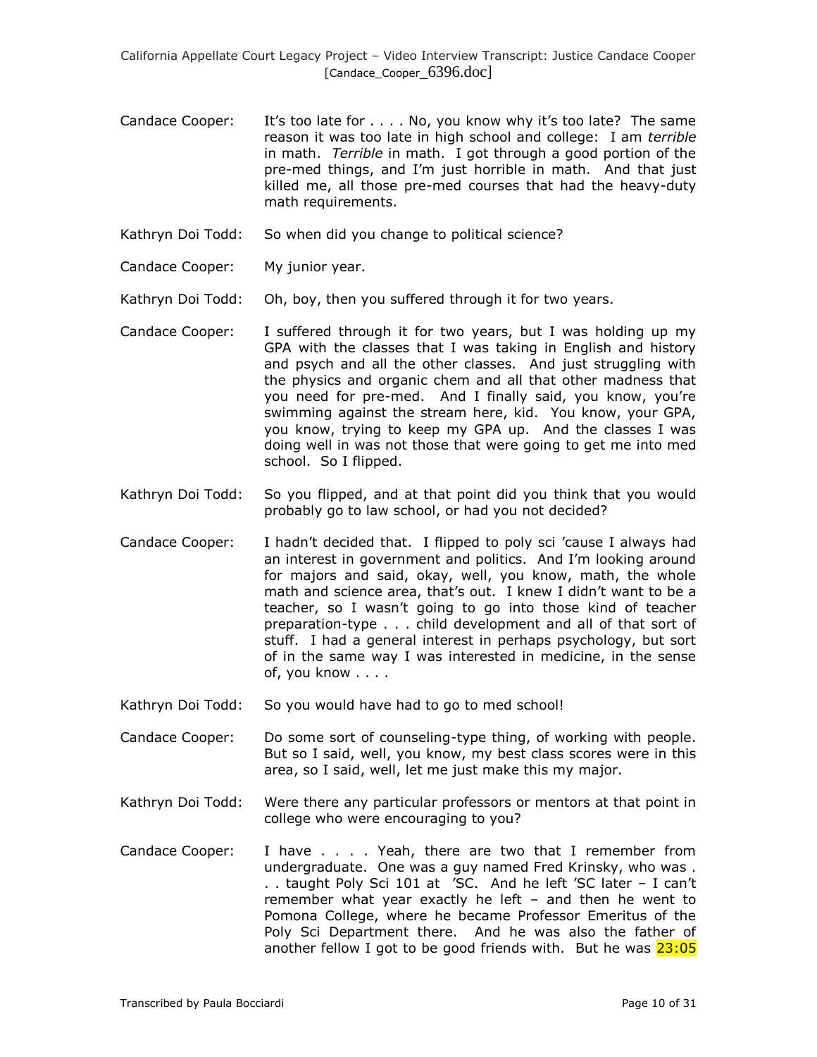Candace Cooper: It's too late for . . . . No, you know why it's too late? The same reason it was too late in high school and college: I am *terrible* in math. *Terrible* in math. I got through a good portion of the pre-med things, and I'm just horrible in math. And that just killed me, all those pre-med courses that had the heavy-duty math requirements.

Kathryn Doi Todd: So when did you change to political science?

Candace Cooper: My junior year.

Kathryn Doi Todd: Oh, boy, then you suffered through it for two years.

Candace Cooper: I suffered through it for two years, but I was holding up my GPA with the classes that I was taking in English and history and psych and all the other classes. And just struggling with the physics and organic chem and all that other madness that you need for pre-med. And I finally said, you know, you're swimming against the stream here, kid. You know, your GPA, you know, trying to keep my GPA up. And the classes I was doing well in was not those that were going to get me into med school. So I flipped.

Kathryn Doi Todd: So you flipped, and at that point did you think that you would probably go to law school, or had you not decided?

Candace Cooper: I hadn't decided that. I flipped to poly sci 'cause I always had an interest in government and politics. And I'm looking around for majors and said, okay, well, you know, math, the whole math and science area, that's out. I knew I didn't want to be a teacher, so I wasn't going to go into those kind of teacher preparation-type . . . child development and all of that sort of stuff. I had a general interest in perhaps psychology, but sort of in the same way I was interested in medicine, in the sense of, you know . . . .

Kathryn Doi Todd: So you would have had to go to med school!

Candace Cooper: Do some sort of counseling-type thing, of working with people. But so I said, well, you know, my best class scores were in this area, so I said, well, let me just make this my major.

Kathryn Doi Todd: Were there any particular professors or mentors at that point in college who were encouraging to you?

Candace Cooper: I have . . . . Yeah, there are two that I remember from undergraduate. One was a guy named Fred Krinsky, who was . . . taught Poly Sci 101 at 'SC. And he left 'SC later – I can't remember what year exactly he left – and then he went to Pomona College, where he became Professor Emeritus of the Poly Sci Department there. And he was also the father of another fellow I got to be good friends with. But he was 23:05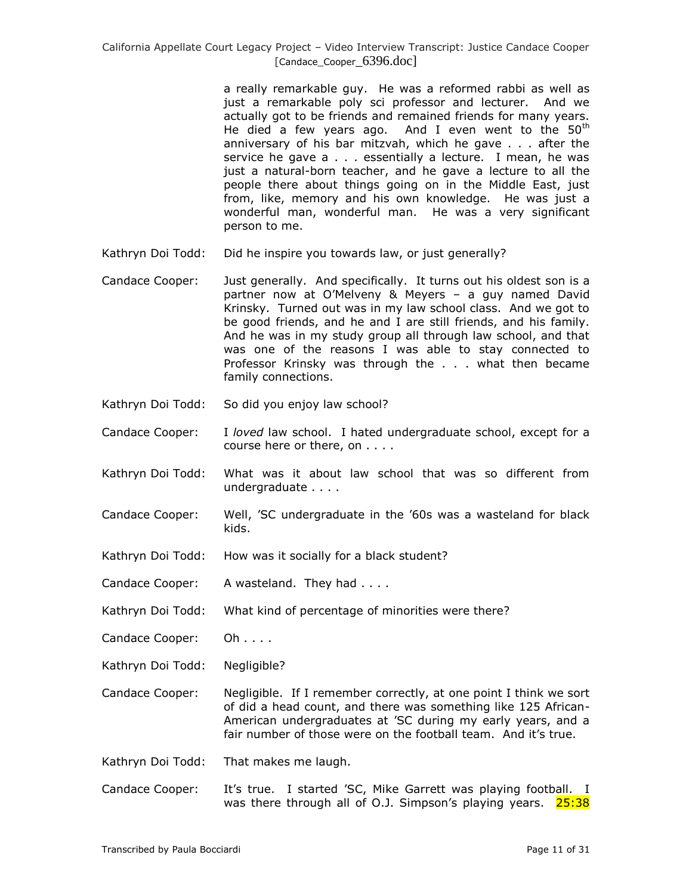a really remarkable guy. He was a reformed rabbi as well as just a remarkable poly sci professor and lecturer. And we actually got to be friends and remained friends for many years. He died a few years ago. And I even went to the 50th anniversary of his bar mitzvah, which he gave . . . after the service he gave a . . . essentially a lecture. I mean, he was just a natural-born teacher, and he gave a lecture to all the people there about things going on in the Middle East, just from, like, memory and his own knowledge. He was just a wonderful man, wonderful man. He was a very significant person to me.

Kathryn Doi Todd: Did he inspire you towards law, or just generally?

Candace Cooper: Just generally. And specifically. It turns out his oldest son is a partner now at O'Melveny & Meyers – a guy named David Krinsky. Turned out was in my law school class. And we got to be good friends, and he and I are still friends, and his family. And he was in my study group all through law school, and that was one of the reasons I was able to stay connected to Professor Krinsky was through the . . . what then became family connections.

Kathryn Doi Todd: So did you enjoy law school?

Candace Cooper: I *loved* law school. I hated undergraduate school, except for a course here or there, on . . . .

Kathryn Doi Todd: What was it about law school that was so different from undergraduate . . . .

Candace Cooper: Well, 'SC undergraduate in the '60s was a wasteland for black kids.

Kathryn Doi Todd: How was it socially for a black student?

Candace Cooper: A wasteland. They had . . . .

Kathryn Doi Todd: What kind of percentage of minorities were there?

Candace Cooper: Oh . . . .

Kathryn Doi Todd: Negligible?

Candace Cooper: Negligible. If I remember correctly, at one point I think we sort of did a head count, and there was something like 125 African-American undergraduates at 'SC during my early years, and a fair number of those were on the football team. And it's true.

Kathryn Doi Todd: That makes me laugh.

Candace Cooper: It's true. I started 'SC, Mike Garrett was playing football. I was there through all of O.J. Simpson's playing years. 25:38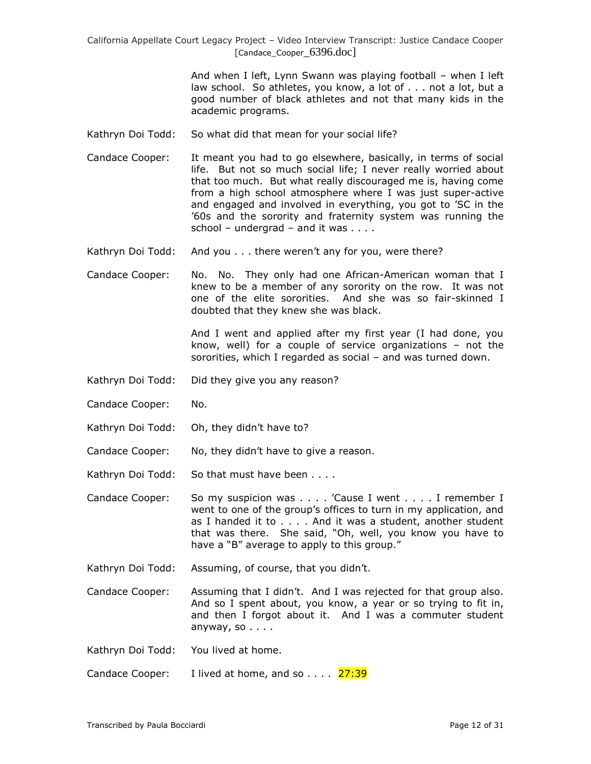And when I left, Lynn Swann was playing football – when I left law school. So athletes, you know, a lot of . . . not a lot, but a good number of black athletes and not that many kids in the academic programs.

Kathryn Doi Todd: So what did that mean for your social life?

Candace Cooper: It meant you had to go elsewhere, basically, in terms of social life. But not so much social life; I never really worried about that too much. But what really discouraged me is, having come from a high school atmosphere where I was just super-active and engaged and involved in everything, you got to 'SC in the '60s and the sorority and fraternity system was running the school – undergrad – and it was . . . .

Kathryn Doi Todd: And you . . . there weren't any for you, were there?

Candace Cooper: No. No. They only had one African-American woman that I knew to be a member of any sorority on the row. It was not one of the elite sororities. And she was so fair-skinned I doubted that they knew she was black.

And I went and applied after my first year (I had done, you know, well) for a couple of service organizations – not the sororities, which I regarded as social – and was turned down.

Kathryn Doi Todd: Did they give you any reason?

Candace Cooper: No.

Kathryn Doi Todd: Oh, they didn't have to?

Candace Cooper: No, they didn't have to give a reason.

Kathryn Doi Todd: So that must have been . . . .

Candace Cooper: So my suspicion was . . . . 'Cause I went . . . . I remember I went to one of the group's offices to turn in my application, and as I handed it to . . . . And it was a student, another student that was there. She said, "Oh, well, you know you have to have a "B" average to apply to this group."

Kathryn Doi Todd: Assuming, of course, that you didn't.

Candace Cooper: Assuming that I didn't. And I was rejected for that group also. And so I spent about, you know, a year or so trying to fit in, and then I forgot about it. And I was a commuter student anyway, so . . . .

Kathryn Doi Todd: You lived at home.

Candace Cooper: I lived at home, and so . . . . 27:39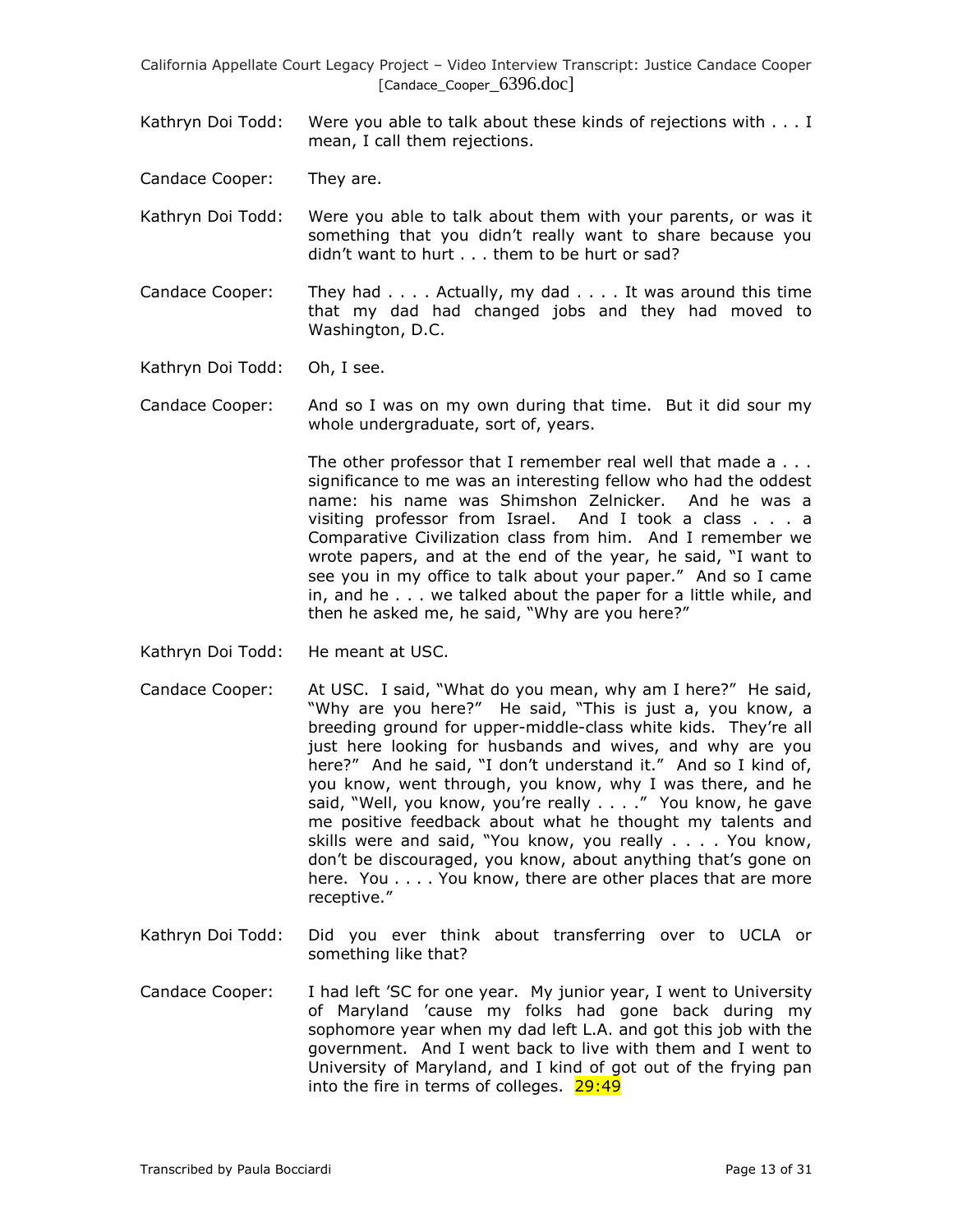Kathryn Doi Todd: Were you able to talk about these kinds of rejections with . . . I mean, I call them rejections.

Candace Cooper: They are.

Kathryn Doi Todd: Were you able to talk about them with your parents, or was it something that you didn't really want to share because you didn't want to hurt . . . them to be hurt or sad?

Candace Cooper: They had . . . . Actually, my dad . . . . It was around this time that my dad had changed jobs and they had moved to Washington, D.C.

Kathryn Doi Todd: Oh, I see.

Candace Cooper: And so I was on my own during that time. But it did sour my whole undergraduate, sort of, years.

The other professor that I remember real well that made a . . . significance to me was an interesting fellow who had the oddest name: his name was Shimshon Zelnicker. And he was a visiting professor from Israel. And I took a class . . . a Comparative Civilization class from him. And I remember we wrote papers, and at the end of the year, he said, "I want to see you in my office to talk about your paper." And so I came in, and he . . . we talked about the paper for a little while, and then he asked me, he said, "Why are you here?"

Kathryn Doi Todd: He meant at USC.

Candace Cooper: At USC. I said, "What do you mean, why am I here?" He said, "Why are you here?" He said, "This is just a, you know, a breeding ground for upper-middle-class white kids. They're all just here looking for husbands and wives, and why are you here?" And he said, "I don't understand it." And so I kind of, you know, went through, you know, why I was there, and he said, "Well, you know, you're really . . . ." You know, he gave me positive feedback about what he thought my talents and skills were and said, "You know, you really . . . . You know, don't be discouraged, you know, about anything that's gone on here. You . . . . You know, there are other places that are more receptive."

Kathryn Doi Todd: Did you ever think about transferring over to UCLA or something like that?

Candace Cooper: I had left 'SC for one year. My junior year, I went to University of Maryland 'cause my folks had gone back during my sophomore year when my dad left L.A. and got this job with the government. And I went back to live with them and I went to University of Maryland, and I kind of got out of the frying pan into the fire in terms of colleges. 29:49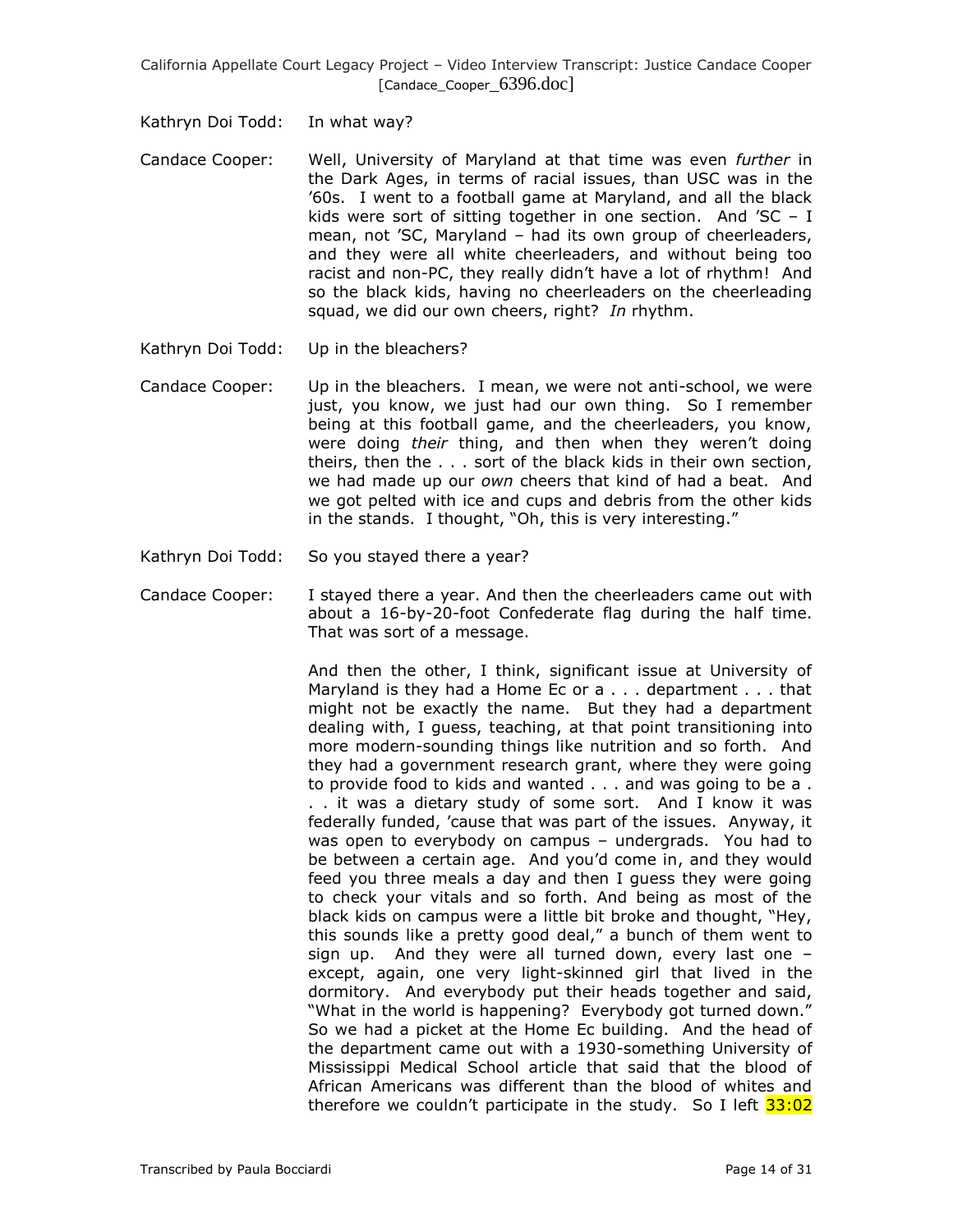Kathryn Doi Todd: In what way?

Candace Cooper: Well, University of Maryland at that time was even *further* in the Dark Ages, in terms of racial issues, than USC was in the '60s. I went to a football game at Maryland, and all the black kids were sort of sitting together in one section. And 'SC – I mean, not 'SC, Maryland – had its own group of cheerleaders, and they were all white cheerleaders, and without being too racist and non-PC, they really didn't have a lot of rhythm! And so the black kids, having no cheerleaders on the cheerleading squad, we did our own cheers, right? *In* rhythm.

Kathryn Doi Todd: Up in the bleachers?

Candace Cooper: Up in the bleachers. I mean, we were not anti-school, we were just, you know, we just had our own thing. So I remember being at this football game, and the cheerleaders, you know, were doing *their* thing, and then when they weren't doing theirs, then the . . . sort of the black kids in their own section, we had made up our *own* cheers that kind of had a beat. And we got pelted with ice and cups and debris from the other kids in the stands. I thought, "Oh, this is very interesting."

Kathryn Doi Todd: So you stayed there a year?

Candace Cooper: I stayed there a year. And then the cheerleaders came out with about a 16-by-20-foot Confederate flag during the half time. That was sort of a message.

And then the other, I think, significant issue at University of Maryland is they had a Home Ec or a . . . department . . . that might not be exactly the name. But they had a department dealing with, I guess, teaching, at that point transitioning into more modern-sounding things like nutrition and so forth. And they had a government research grant, where they were going to provide food to kids and wanted . . . and was going to be a . . . it was a dietary study of some sort. And I know it was federally funded, 'cause that was part of the issues. Anyway, it was open to everybody on campus – undergrads. You had to be between a certain age. And you'd come in, and they would feed you three meals a day and then I guess they were going to check your vitals and so forth. And being as most of the black kids on campus were a little bit broke and thought, "Hey, this sounds like a pretty good deal," a bunch of them went to sign up. And they were all turned down, every last one – except, again, one very light-skinned girl that lived in the dormitory. And everybody put their heads together and said, "What in the world is happening? Everybody got turned down." So we had a picket at the Home Ec building. And the head of the department came out with a 1930-something University of Mississippi Medical School article that said that the blood of African Americans was different than the blood of whites and therefore we couldn't participate in the study. So I left 33:02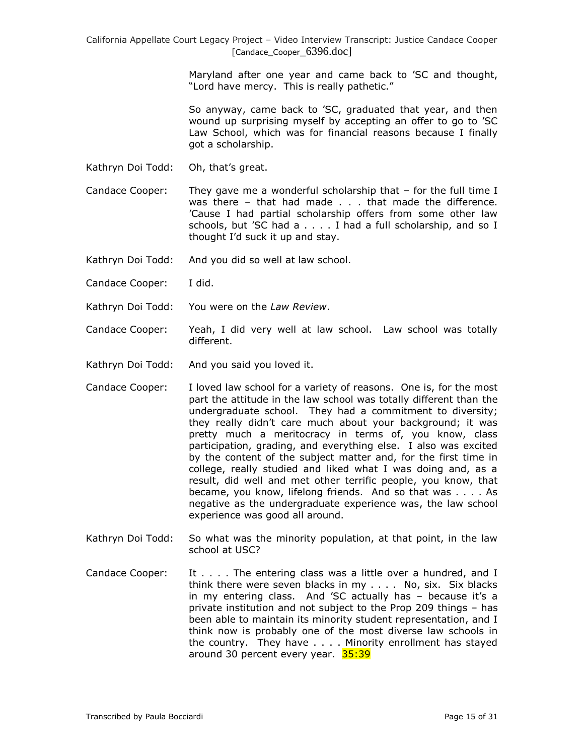Maryland after one year and came back to 'SC and thought, "Lord have mercy. This is really pathetic."

So anyway, came back to 'SC, graduated that year, and then wound up surprising myself by accepting an offer to go to 'SC Law School, which was for financial reasons because I finally got a scholarship.

Kathryn Doi Todd: Oh, that's great.

Candace Cooper: They gave me a wonderful scholarship that – for the full time I was there – that had made . . . that made the difference. 'Cause I had partial scholarship offers from some other law schools, but 'SC had a . . . . I had a full scholarship, and so I thought I'd suck it up and stay.

Kathryn Doi Todd: And you did so well at law school.

Candace Cooper: I did.

Kathryn Doi Todd: You were on the *Law Review*.

Candace Cooper: Yeah, I did very well at law school. Law school was totally different.

Kathryn Doi Todd: And you said you loved it.

Candace Cooper: I loved law school for a variety of reasons. One is, for the most part the attitude in the law school was totally different than the undergraduate school. They had a commitment to diversity; they really didn't care much about your background; it was pretty much a meritocracy in terms of, you know, class participation, grading, and everything else. I also was excited by the content of the subject matter and, for the first time in college, really studied and liked what I was doing and, as a result, did well and met other terrific people, you know, that became, you know, lifelong friends. And so that was . . . . As negative as the undergraduate experience was, the law school experience was good all around.

Kathryn Doi Todd: So what was the minority population, at that point, in the law school at USC?

Candace Cooper: It . . . . The entering class was a little over a hundred, and I think there were seven blacks in my . . . . No, six. Six blacks in my entering class. And 'SC actually has – because it's a private institution and not subject to the Prop 209 things – has been able to maintain its minority student representation, and I think now is probably one of the most diverse law schools in the country. They have . . . . Minority enrollment has stayed around 30 percent every year. 35:39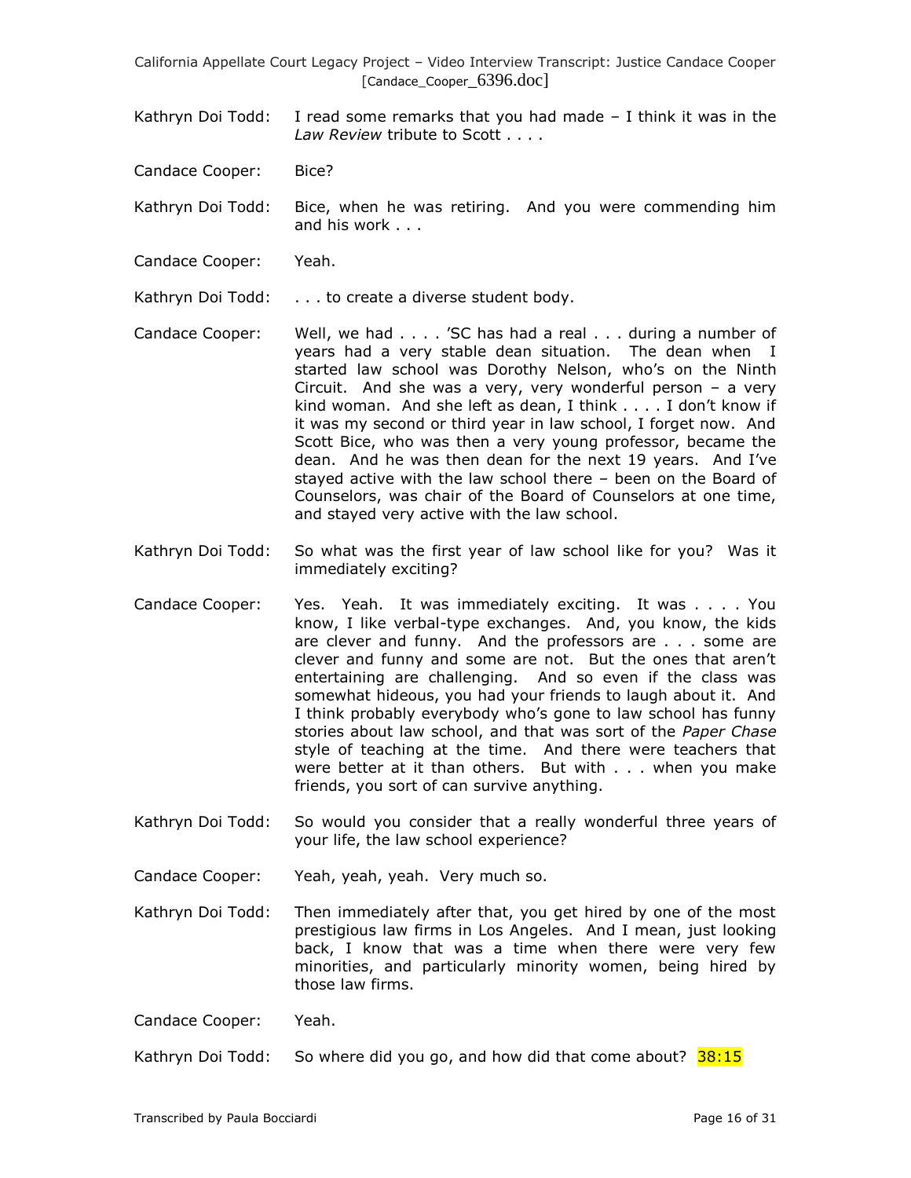Kathryn Doi Todd: I read some remarks that you had made – I think it was in the *Law Review* tribute to Scott . . . .

Candace Cooper: Bice?

Kathryn Doi Todd: Bice, when he was retiring. And you were commending him and his work . . .

Candace Cooper: Yeah.

Kathryn Doi Todd: . . . to create a diverse student body.

Candace Cooper: Well, we had . . . . 'SC has had a real . . . during a number of years had a very stable dean situation. The dean when I started law school was Dorothy Nelson, who's on the Ninth Circuit. And she was a very, very wonderful person – a very kind woman. And she left as dean, I think . . . . I don't know if it was my second or third year in law school, I forget now. And Scott Bice, who was then a very young professor, became the dean. And he was then dean for the next 19 years. And I've stayed active with the law school there – been on the Board of Counselors, was chair of the Board of Counselors at one time, and stayed very active with the law school.

Kathryn Doi Todd: So what was the first year of law school like for you? Was it immediately exciting?

Candace Cooper: Yes. Yeah. It was immediately exciting. It was . . . . You know, I like verbal-type exchanges. And, you know, the kids are clever and funny. And the professors are . . . some are clever and funny and some are not. But the ones that aren't entertaining are challenging. And so even if the class was somewhat hideous, you had your friends to laugh about it. And I think probably everybody who's gone to law school has funny stories about law school, and that was sort of the *Paper Chase* style of teaching at the time. And there were teachers that were better at it than others. But with . . . when you make friends, you sort of can survive anything.

Kathryn Doi Todd: So would you consider that a really wonderful three years of your life, the law school experience?

Candace Cooper: Yeah, yeah, yeah. Very much so.

Kathryn Doi Todd: Then immediately after that, you get hired by one of the most prestigious law firms in Los Angeles. And I mean, just looking back, I know that was a time when there were very few minorities, and particularly minority women, being hired by those law firms.

Candace Cooper: Yeah.

Kathryn Doi Todd: So where did you go, and how did that come about? 38:15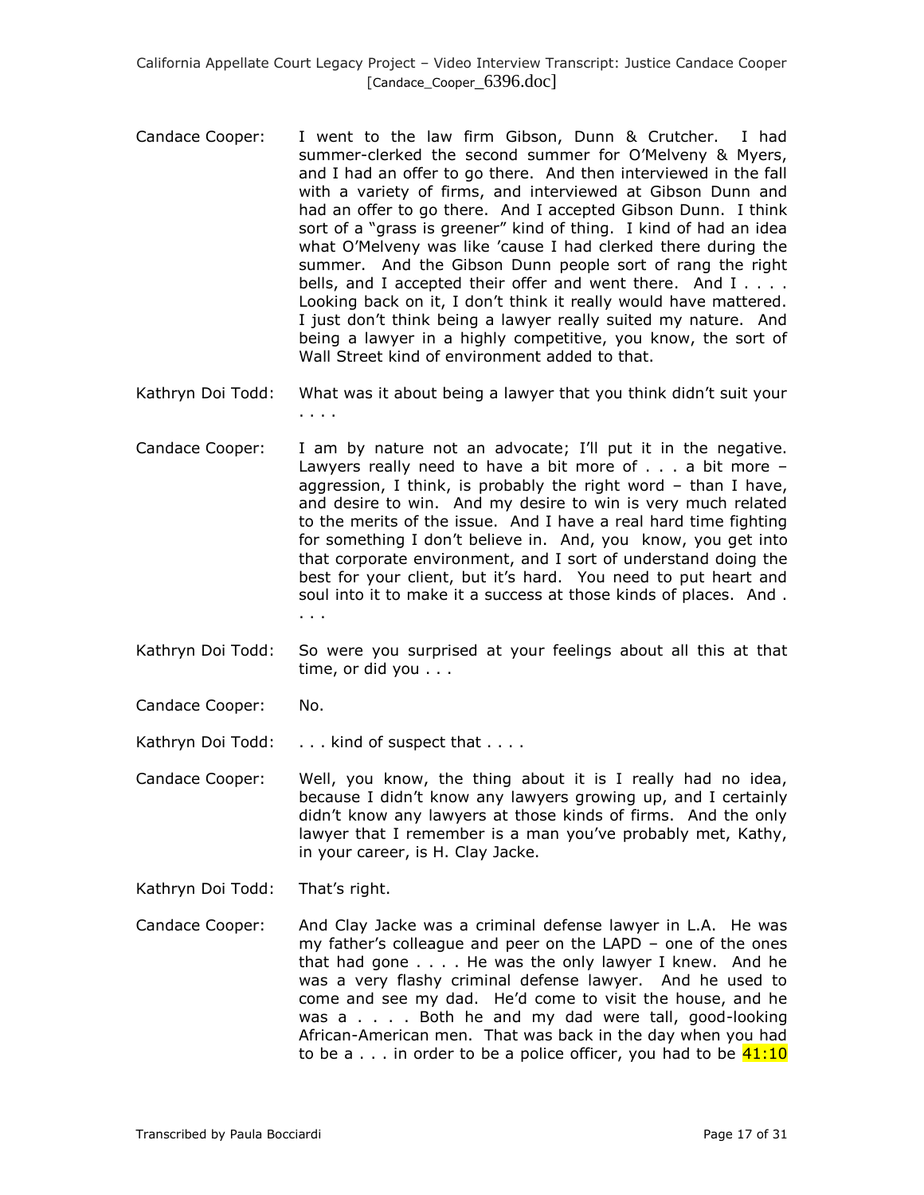Candace Cooper: I went to the law firm Gibson, Dunn & Crutcher. I had summer-clerked the second summer for O'Melveny & Myers, and I had an offer to go there. And then interviewed in the fall with a variety of firms, and interviewed at Gibson Dunn and had an offer to go there. And I accepted Gibson Dunn. I think sort of a "grass is greener" kind of thing. I kind of had an idea what O'Melveny was like 'cause I had clerked there during the summer. And the Gibson Dunn people sort of rang the right bells, and I accepted their offer and went there. And I . . . . Looking back on it, I don't think it really would have mattered. I just don't think being a lawyer really suited my nature. And being a lawyer in a highly competitive, you know, the sort of Wall Street kind of environment added to that.

Kathryn Doi Todd: What was it about being a lawyer that you think didn't suit your . . . .

Candace Cooper: I am by nature not an advocate; I'll put it in the negative. Lawyers really need to have a bit more of . . . a bit more – aggression, I think, is probably the right word – than I have, and desire to win. And my desire to win is very much related to the merits of the issue. And I have a real hard time fighting for something I don't believe in. And, you know, you get into that corporate environment, and I sort of understand doing the best for your client, but it's hard. You need to put heart and soul into it to make it a success at those kinds of places. And . . . .

Kathryn Doi Todd: So were you surprised at your feelings about all this at that time, or did you . . .

Candace Cooper: No.

Kathryn Doi Todd: . . . kind of suspect that . . . .

Candace Cooper: Well, you know, the thing about it is I really had no idea, because I didn't know any lawyers growing up, and I certainly didn't know any lawyers at those kinds of firms. And the only lawyer that I remember is a man you've probably met, Kathy, in your career, is H. Clay Jacke.

Kathryn Doi Todd: That's right.

Candace Cooper: And Clay Jacke was a criminal defense lawyer in L.A. He was my father's colleague and peer on the LAPD – one of the ones that had gone . . . . He was the only lawyer I knew. And he was a very flashy criminal defense lawyer. And he used to come and see my dad. He'd come to visit the house, and he was a . . . . Both he and my dad were tall, good-looking African-American men. That was back in the day when you had to be a . . . in order to be a police officer, you had to be 41:10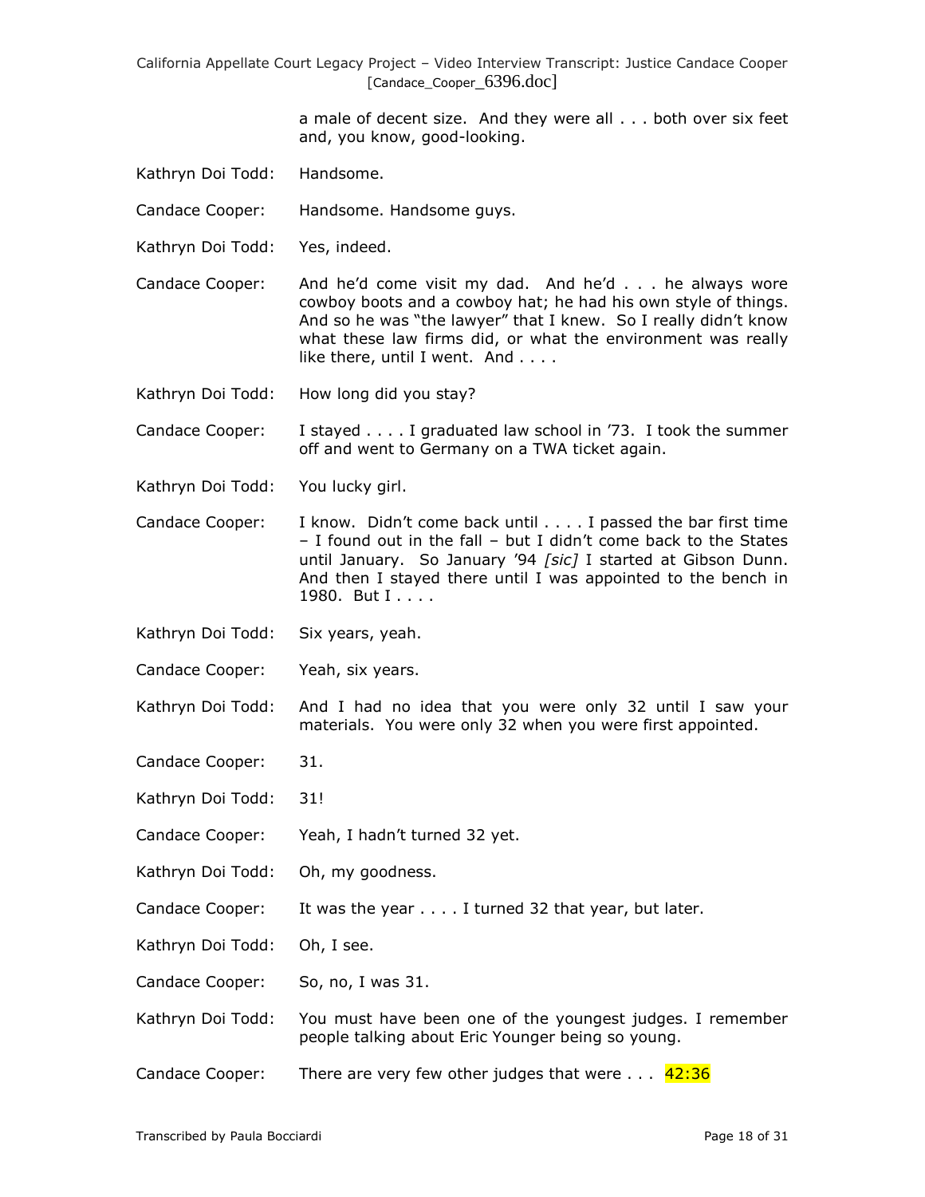a male of decent size. And they were all . . . both over six feet and, you know, good-looking.

Kathryn Doi Todd: Handsome.

Candace Cooper: Handsome. Handsome guys.

Kathryn Doi Todd: Yes, indeed.

Candace Cooper: And he'd come visit my dad. And he'd . . . he always wore cowboy boots and a cowboy hat; he had his own style of things. And so he was "the lawyer" that I knew. So I really didn't know what these law firms did, or what the environment was really like there, until I went. And . . . .

Kathryn Doi Todd: How long did you stay?

Candace Cooper: I stayed . . . . I graduated law school in '73. I took the summer off and went to Germany on a TWA ticket again.

Kathryn Doi Todd: You lucky girl.

Candace Cooper: I know. Didn't come back until . . . . I passed the bar first time – I found out in the fall – but I didn't come back to the States until January. So January '94 *[sic]* I started at Gibson Dunn. And then I stayed there until I was appointed to the bench in 1980. But I . . . .

Kathryn Doi Todd: Six years, yeah.

Candace Cooper: Yeah, six years.

Kathryn Doi Todd: And I had no idea that you were only 32 until I saw your materials. You were only 32 when you were first appointed.

Candace Cooper: 31.

Kathryn Doi Todd: 31!

Candace Cooper: Yeah, I hadn't turned 32 yet.

Kathryn Doi Todd: Oh, my goodness.

Candace Cooper: It was the year . . . . I turned 32 that year, but later.

Kathryn Doi Todd: Oh, I see.

Candace Cooper: So, no, I was 31.

Kathryn Doi Todd: You must have been one of the youngest judges. I remember people talking about Eric Younger being so young.

Candace Cooper: There are very few other judges that were . . . 42:36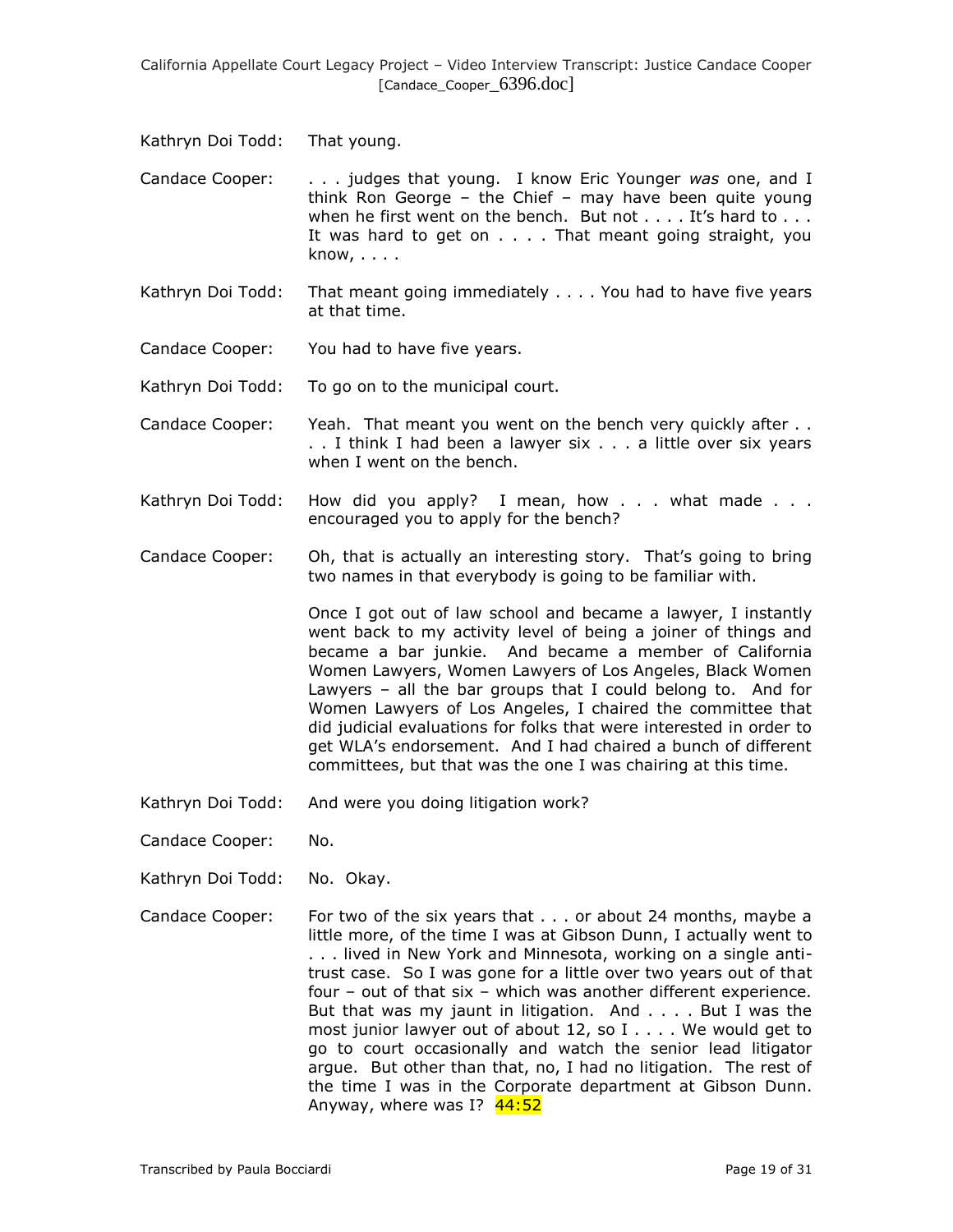Kathryn Doi Todd: That young.

Candace Cooper: . . . judges that young. I know Eric Younger *was* one, and I think Ron George – the Chief – may have been quite young when he first went on the bench. But not . . . . It's hard to . . . It was hard to get on . . . . That meant going straight, you know, . . . .

Kathryn Doi Todd: That meant going immediately . . . . You had to have five years at that time.

Candace Cooper: You had to have five years.

Kathryn Doi Todd: To go on to the municipal court.

Candace Cooper: Yeah. That meant you went on the bench very quickly after . . . I think I had been a lawyer six . . . a little over six years when I went on the bench.

Kathryn Doi Todd: How did you apply? I mean, how . . . what made . . . encouraged you to apply for the bench?

Candace Cooper: Oh, that is actually an interesting story. That's going to bring two names in that everybody is going to be familiar with.

Once I got out of law school and became a lawyer, I instantly went back to my activity level of being a joiner of things and became a bar junkie. And became a member of California Women Lawyers, Women Lawyers of Los Angeles, Black Women Lawyers – all the bar groups that I could belong to. And for Women Lawyers of Los Angeles, I chaired the committee that did judicial evaluations for folks that were interested in order to get WLA's endorsement. And I had chaired a bunch of different committees, but that was the one I was chairing at this time.

Kathryn Doi Todd: And were you doing litigation work?

Candace Cooper: No.

Kathryn Doi Todd: No. Okay.

Candace Cooper: For two of the six years that . . . or about 24 months, maybe a little more, of the time I was at Gibson Dunn, I actually went to . . . lived in New York and Minnesota, working on a single anti-trust case. So I was gone for a little over two years out of that four – out of that six – which was another different experience. But that was my jaunt in litigation. And . . . . But I was the most junior lawyer out of about 12, so I . . . . We would get to go to court occasionally and watch the senior lead litigator argue. But other than that, no, I had no litigation. The rest of the time I was in the Corporate department at Gibson Dunn. Anyway, where was I? 44:52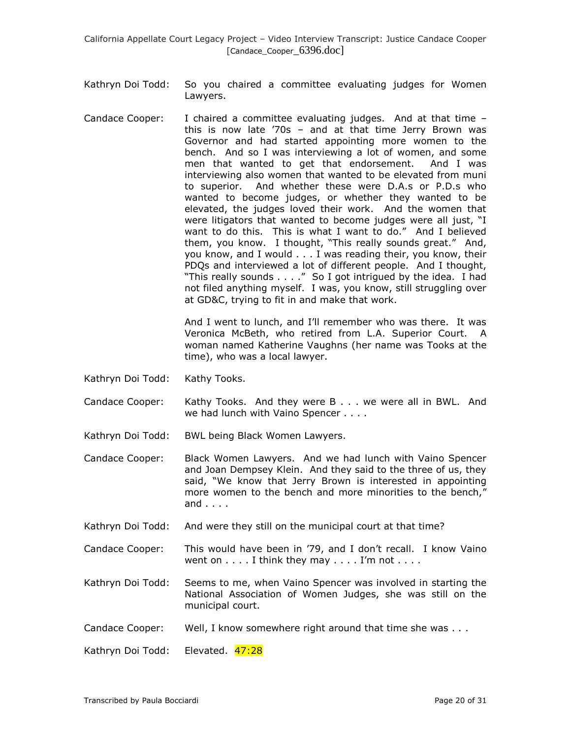Kathryn Doi Todd: So you chaired a committee evaluating judges for Women Lawyers.

Candace Cooper: I chaired a committee evaluating judges. And at that time – this is now late '70s – and at that time Jerry Brown was Governor and had started appointing more women to the bench. And so I was interviewing a lot of women, and some men that wanted to get that endorsement. And I was interviewing also women that wanted to be elevated from muni to superior. And whether these were D.A.s or P.D.s who wanted to become judges, or whether they wanted to be elevated, the judges loved their work. And the women that were litigators that wanted to become judges were all just, "I want to do this. This is what I want to do." And I believed them, you know. I thought, "This really sounds great." And, you know, and I would . . . I was reading their, you know, their PDQs and interviewed a lot of different people. And I thought, "This really sounds . . . ." So I got intrigued by the idea. I had not filed anything myself. I was, you know, still struggling over at GD&C, trying to fit in and make that work.

And I went to lunch, and I'll remember who was there. It was Veronica McBeth, who retired from L.A. Superior Court. A woman named Katherine Vaughns (her name was Tooks at the time), who was a local lawyer.

Kathryn Doi Todd: Kathy Tooks.

Candace Cooper: Kathy Tooks. And they were B . . . we were all in BWL. And we had lunch with Vaino Spencer . . . .

Kathryn Doi Todd: BWL being Black Women Lawyers.

Candace Cooper: Black Women Lawyers. And we had lunch with Vaino Spencer and Joan Dempsey Klein. And they said to the three of us, they said, "We know that Jerry Brown is interested in appointing more women to the bench and more minorities to the bench," and . . . .

Kathryn Doi Todd: And were they still on the municipal court at that time?

Candace Cooper: This would have been in '79, and I don't recall. I know Vaino went on . . . . I think they may . . . . I'm not . . . .

Kathryn Doi Todd: Seems to me, when Vaino Spencer was involved in starting the National Association of Women Judges, she was still on the municipal court.

Candace Cooper: Well, I know somewhere right around that time she was . . .

Kathryn Doi Todd: Elevated. 47:28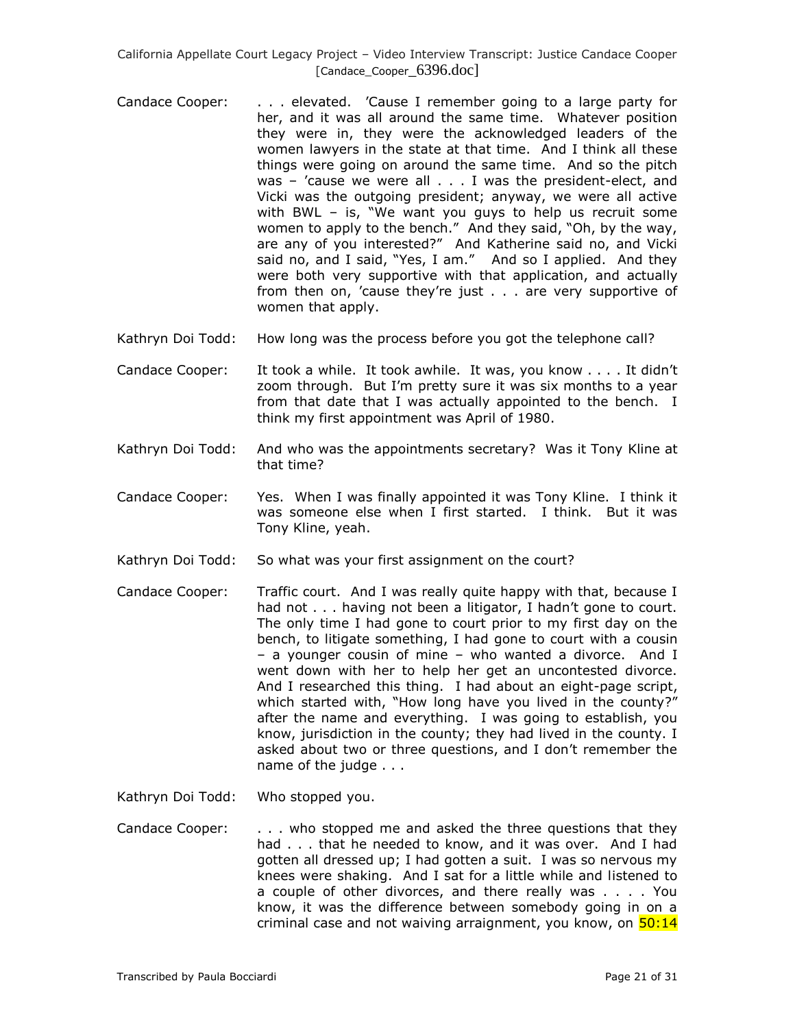Candace Cooper: . . . elevated. 'Cause I remember going to a large party for her, and it was all around the same time. Whatever position they were in, they were the acknowledged leaders of the women lawyers in the state at that time. And I think all these things were going on around the same time. And so the pitch was – 'cause we were all . . . I was the president-elect, and Vicki was the outgoing president; anyway, we were all active with BWL – is, "We want you guys to help us recruit some women to apply to the bench." And they said, "Oh, by the way, are any of you interested?" And Katherine said no, and Vicki said no, and I said, "Yes, I am." And so I applied. And they were both very supportive with that application, and actually from then on, 'cause they're just . . . are very supportive of women that apply.

Kathryn Doi Todd: How long was the process before you got the telephone call?

Candace Cooper: It took a while. It took awhile. It was, you know . . . . It didn't zoom through. But I'm pretty sure it was six months to a year from that date that I was actually appointed to the bench. I think my first appointment was April of 1980.

Kathryn Doi Todd: And who was the appointments secretary? Was it Tony Kline at that time?

Candace Cooper: Yes. When I was finally appointed it was Tony Kline. I think it was someone else when I first started. I think. But it was Tony Kline, yeah.

Kathryn Doi Todd: So what was your first assignment on the court?

Candace Cooper: Traffic court. And I was really quite happy with that, because I had not . . . having not been a litigator, I hadn't gone to court. The only time I had gone to court prior to my first day on the bench, to litigate something, I had gone to court with a cousin – a younger cousin of mine – who wanted a divorce. And I went down with her to help her get an uncontested divorce. And I researched this thing. I had about an eight-page script, which started with, "How long have you lived in the county?" after the name and everything. I was going to establish, you know, jurisdiction in the county; they had lived in the county. I asked about two or three questions, and I don't remember the name of the judge . . .

Kathryn Doi Todd: Who stopped you.

Candace Cooper: . . . who stopped me and asked the three questions that they had . . . that he needed to know, and it was over. And I had gotten all dressed up; I had gotten a suit. I was so nervous my knees were shaking. And I sat for a little while and listened to a couple of other divorces, and there really was . . . . You know, it was the difference between somebody going in on a criminal case and not waiving arraignment, you know, on 50:14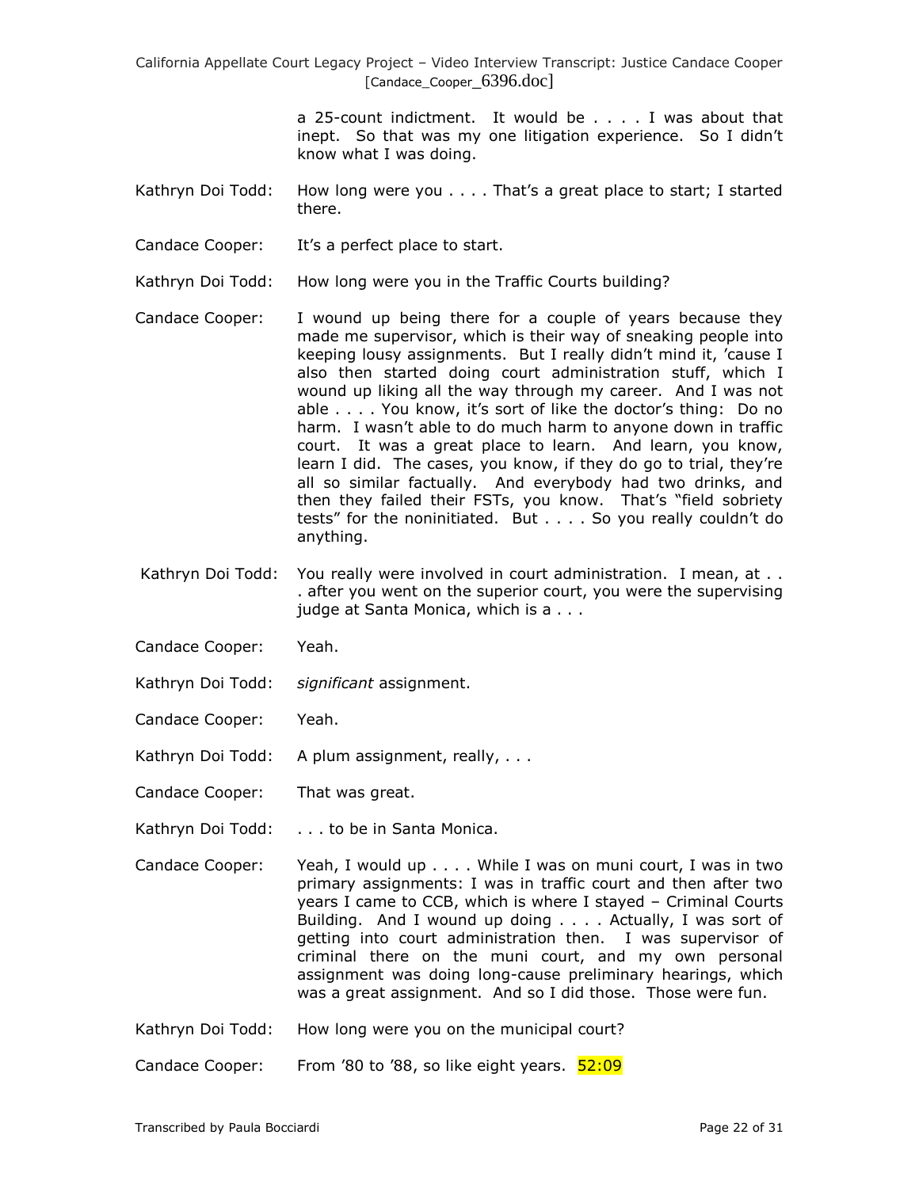a 25-count indictment. It would be . . . . I was about that inept. So that was my one litigation experience. So I didn't know what I was doing.

Kathryn Doi Todd: How long were you . . . . That's a great place to start; I started there.

Candace Cooper: It's a perfect place to start.

Kathryn Doi Todd: How long were you in the Traffic Courts building?

Candace Cooper: I wound up being there for a couple of years because they made me supervisor, which is their way of sneaking people into keeping lousy assignments. But I really didn't mind it, 'cause I also then started doing court administration stuff, which I wound up liking all the way through my career. And I was not able . . . . You know, it's sort of like the doctor's thing: Do no harm. I wasn't able to do much harm to anyone down in traffic court. It was a great place to learn. And learn, you know, learn I did. The cases, you know, if they do go to trial, they're all so similar factually. And everybody had two drinks, and then they failed their FSTs, you know. That's "field sobriety tests" for the noninitiated. But . . . . So you really couldn't do anything.

Kathryn Doi Todd: You really were involved in court administration. I mean, at . . . after you went on the superior court, you were the supervising judge at Santa Monica, which is a . . .

Candace Cooper: Yeah.

Kathryn Doi Todd: *significant* assignment.

Candace Cooper: Yeah.

Kathryn Doi Todd: A plum assignment, really, . . .

Candace Cooper: That was great.

Kathryn Doi Todd: . . . to be in Santa Monica.

Candace Cooper: Yeah, I would up . . . . While I was on muni court, I was in two primary assignments: I was in traffic court and then after two years I came to CCB, which is where I stayed – Criminal Courts Building. And I wound up doing . . . . Actually, I was sort of getting into court administration then. I was supervisor of criminal there on the muni court, and my own personal assignment was doing long-cause preliminary hearings, which was a great assignment. And so I did those. Those were fun.

Kathryn Doi Todd: How long were you on the municipal court?

Candace Cooper: From '80 to '88, so like eight years. 52:09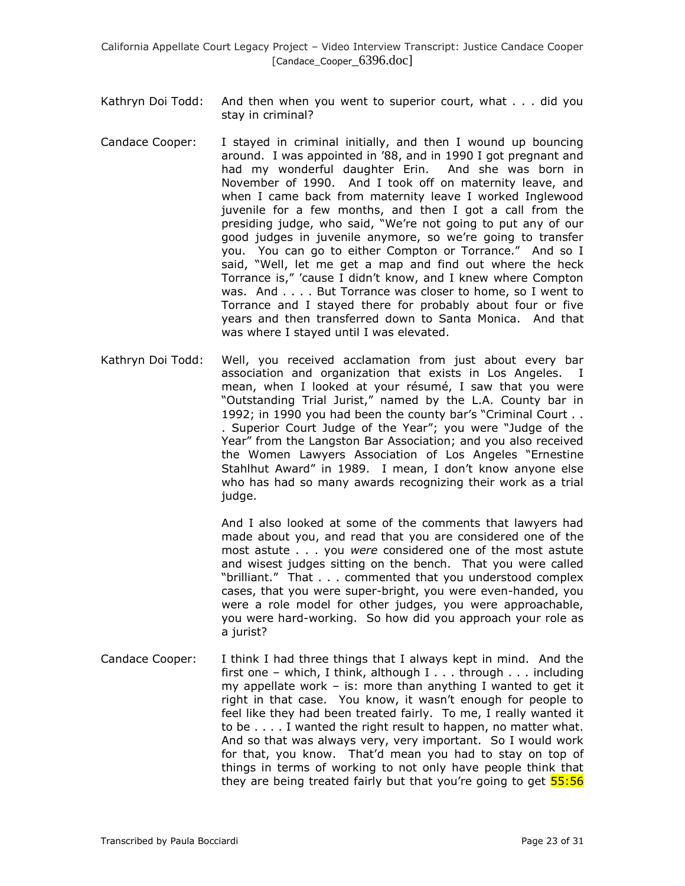Kathryn Doi Todd: And then when you went to superior court, what . . . did you stay in criminal?

Candace Cooper: I stayed in criminal initially, and then I wound up bouncing around. I was appointed in '88, and in 1990 I got pregnant and had my wonderful daughter Erin. And she was born in November of 1990. And I took off on maternity leave, and when I came back from maternity leave I worked Inglewood juvenile for a few months, and then I got a call from the presiding judge, who said, "We're not going to put any of our good judges in juvenile anymore, so we're going to transfer you. You can go to either Compton or Torrance." And so I said, "Well, let me get a map and find out where the heck Torrance is," 'cause I didn't know, and I knew where Compton was. And . . . . But Torrance was closer to home, so I went to Torrance and I stayed there for probably about four or five years and then transferred down to Santa Monica. And that was where I stayed until I was elevated.

Kathryn Doi Todd: Well, you received acclamation from just about every bar association and organization that exists in Los Angeles. I mean, when I looked at your résumé, I saw that you were "Outstanding Trial Jurist," named by the L.A. County bar in 1992; in 1990 you had been the county bar's "Criminal Court . . . Superior Court Judge of the Year"; you were "Judge of the Year" from the Langston Bar Association; and you also received the Women Lawyers Association of Los Angeles "Ernestine Stahlhut Award" in 1989. I mean, I don't know anyone else who has had so many awards recognizing their work as a trial judge.

And I also looked at some of the comments that lawyers had made about you, and read that you are considered one of the most astute . . . you *were* considered one of the most astute and wisest judges sitting on the bench. That you were called "brilliant." That . . . commented that you understood complex cases, that you were super-bright, you were even-handed, you were a role model for other judges, you were approachable, you were hard-working. So how did you approach your role as a jurist?

Candace Cooper: I think I had three things that I always kept in mind. And the first one – which, I think, although I . . . through . . . including my appellate work – is: more than anything I wanted to get it right in that case. You know, it wasn't enough for people to feel like they had been treated fairly. To me, I really wanted it to be . . . . I wanted the right result to happen, no matter what. And so that was always very, very important. So I would work for that, you know. That'd mean you had to stay on top of things in terms of working to not only have people think that they are being treated fairly but that you're going to get 55:56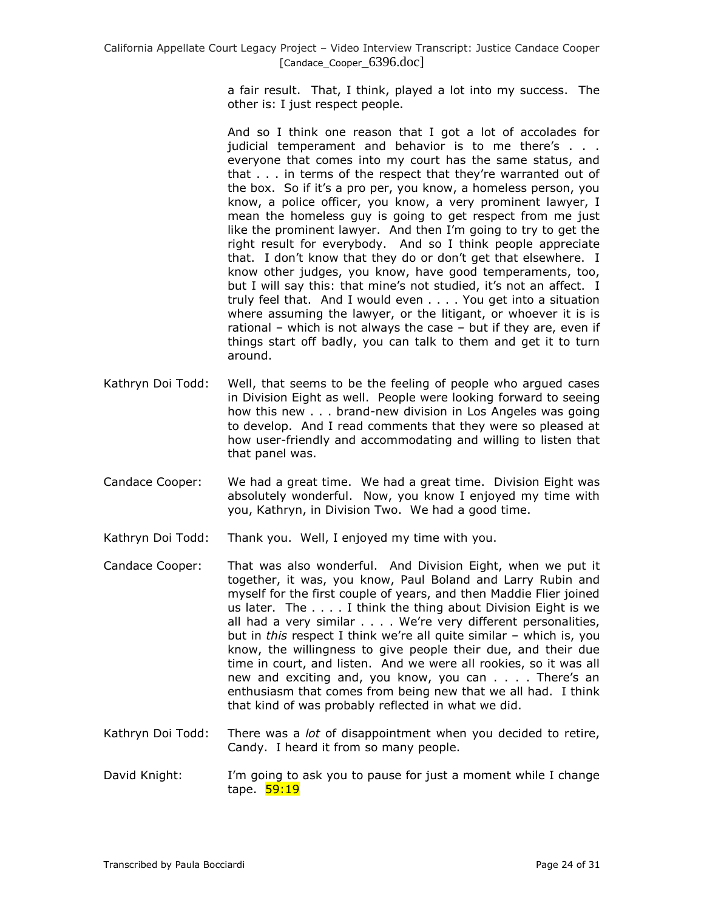a fair result. That, I think, played a lot into my success. The other is: I just respect people.

And so I think one reason that I got a lot of accolades for judicial temperament and behavior is to me there's . . . everyone that comes into my court has the same status, and that . . . in terms of the respect that they're warranted out of the box. So if it's a pro per, you know, a homeless person, you know, a police officer, you know, a very prominent lawyer, I mean the homeless guy is going to get respect from me just like the prominent lawyer. And then I'm going to try to get the right result for everybody. And so I think people appreciate that. I don't know that they do or don't get that elsewhere. I know other judges, you know, have good temperaments, too, but I will say this: that mine's not studied, it's not an affect. I truly feel that. And I would even . . . . You get into a situation where assuming the lawyer, or the litigant, or whoever it is is rational – which is not always the case – but if they are, even if things start off badly, you can talk to them and get it to turn around.

Kathryn Doi Todd: Well, that seems to be the feeling of people who argued cases in Division Eight as well. People were looking forward to seeing how this new . . . brand-new division in Los Angeles was going to develop. And I read comments that they were so pleased at how user-friendly and accommodating and willing to listen that that panel was.

Candace Cooper: We had a great time. We had a great time. Division Eight was absolutely wonderful. Now, you know I enjoyed my time with you, Kathryn, in Division Two. We had a good time.

Kathryn Doi Todd: Thank you. Well, I enjoyed my time with you.

Candace Cooper: That was also wonderful. And Division Eight, when we put it together, it was, you know, Paul Boland and Larry Rubin and myself for the first couple of years, and then Maddie Flier joined us later. The . . . . I think the thing about Division Eight is we all had a very similar . . . . We're very different personalities, but in *this* respect I think we're all quite similar – which is, you know, the willingness to give people their due, and their due time in court, and listen. And we were all rookies, so it was all new and exciting and, you know, you can . . . . There's an enthusiasm that comes from being new that we all had. I think that kind of was probably reflected in what we did.

Kathryn Doi Todd: There was a *lot* of disappointment when you decided to retire, Candy. I heard it from so many people.

David Knight: I'm going to ask you to pause for just a moment while I change tape. 59:19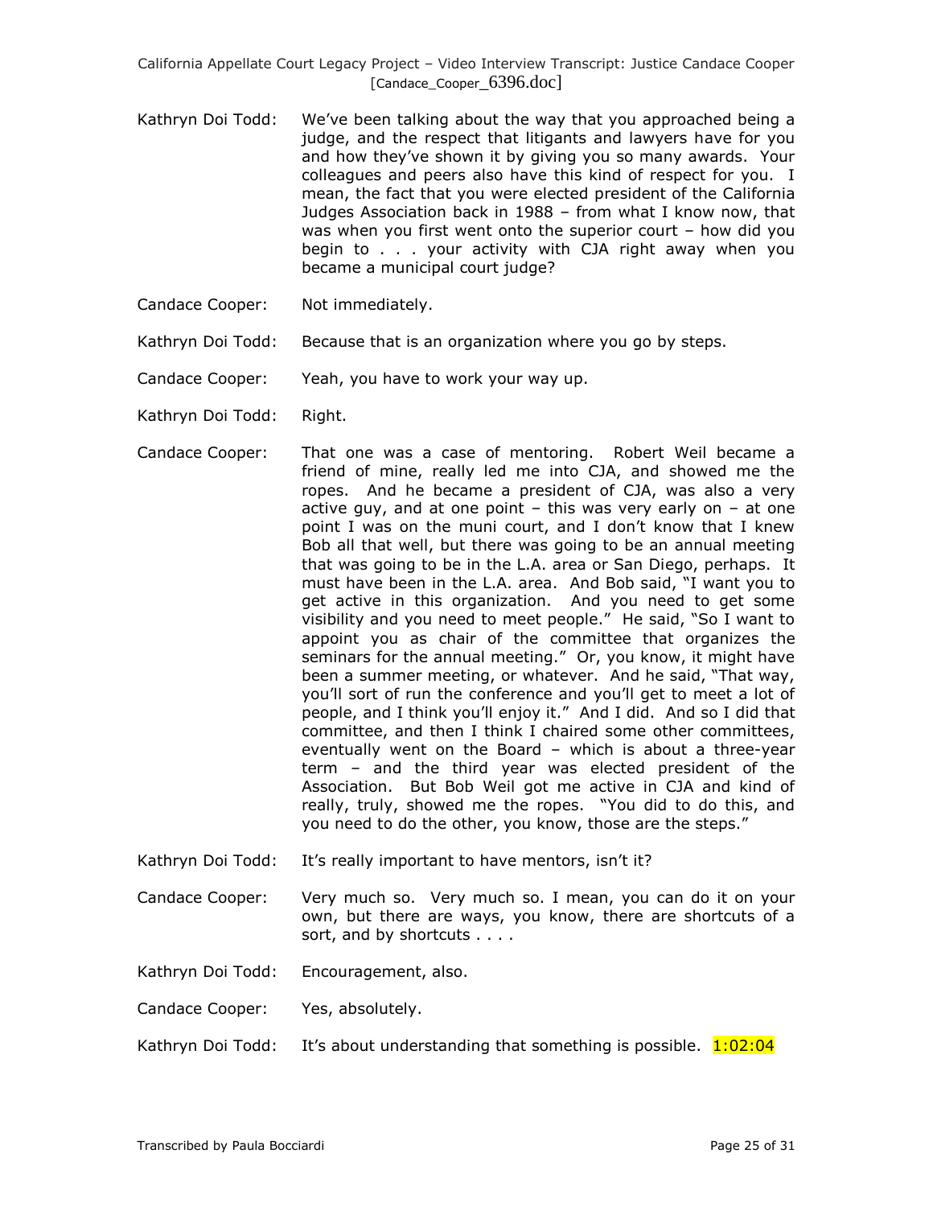Kathryn Doi Todd: We've been talking about the way that you approached being a judge, and the respect that litigants and lawyers have for you and how they've shown it by giving you so many awards. Your colleagues and peers also have this kind of respect for you. I mean, the fact that you were elected president of the California Judges Association back in 1988 – from what I know now, that was when you first went onto the superior court – how did you begin to . . . your activity with CJA right away when you became a municipal court judge?

Candace Cooper: Not immediately.

Kathryn Doi Todd: Because that is an organization where you go by steps.

Candace Cooper: Yeah, you have to work your way up.

Kathryn Doi Todd: Right.

Candace Cooper: That one was a case of mentoring. Robert Weil became a friend of mine, really led me into CJA, and showed me the ropes. And he became a president of CJA, was also a very active guy, and at one point – this was very early on – at one point I was on the muni court, and I don't know that I knew Bob all that well, but there was going to be an annual meeting that was going to be in the L.A. area or San Diego, perhaps. It must have been in the L.A. area. And Bob said, "I want you to get active in this organization. And you need to get some visibility and you need to meet people." He said, "So I want to appoint you as chair of the committee that organizes the seminars for the annual meeting." Or, you know, it might have been a summer meeting, or whatever. And he said, "That way, you'll sort of run the conference and you'll get to meet a lot of people, and I think you'll enjoy it." And I did. And so I did that committee, and then I think I chaired some other committees, eventually went on the Board – which is about a three-year term – and the third year was elected president of the Association. But Bob Weil got me active in CJA and kind of really, truly, showed me the ropes. "You did to do this, and you need to do the other, you know, those are the steps."

Kathryn Doi Todd: It's really important to have mentors, isn't it?

Candace Cooper: Very much so. Very much so. I mean, you can do it on your own, but there are ways, you know, there are shortcuts of a sort, and by shortcuts . . . .

Kathryn Doi Todd: Encouragement, also.

Candace Cooper: Yes, absolutely.

Kathryn Doi Todd: It's about understanding that something is possible. 1:02:04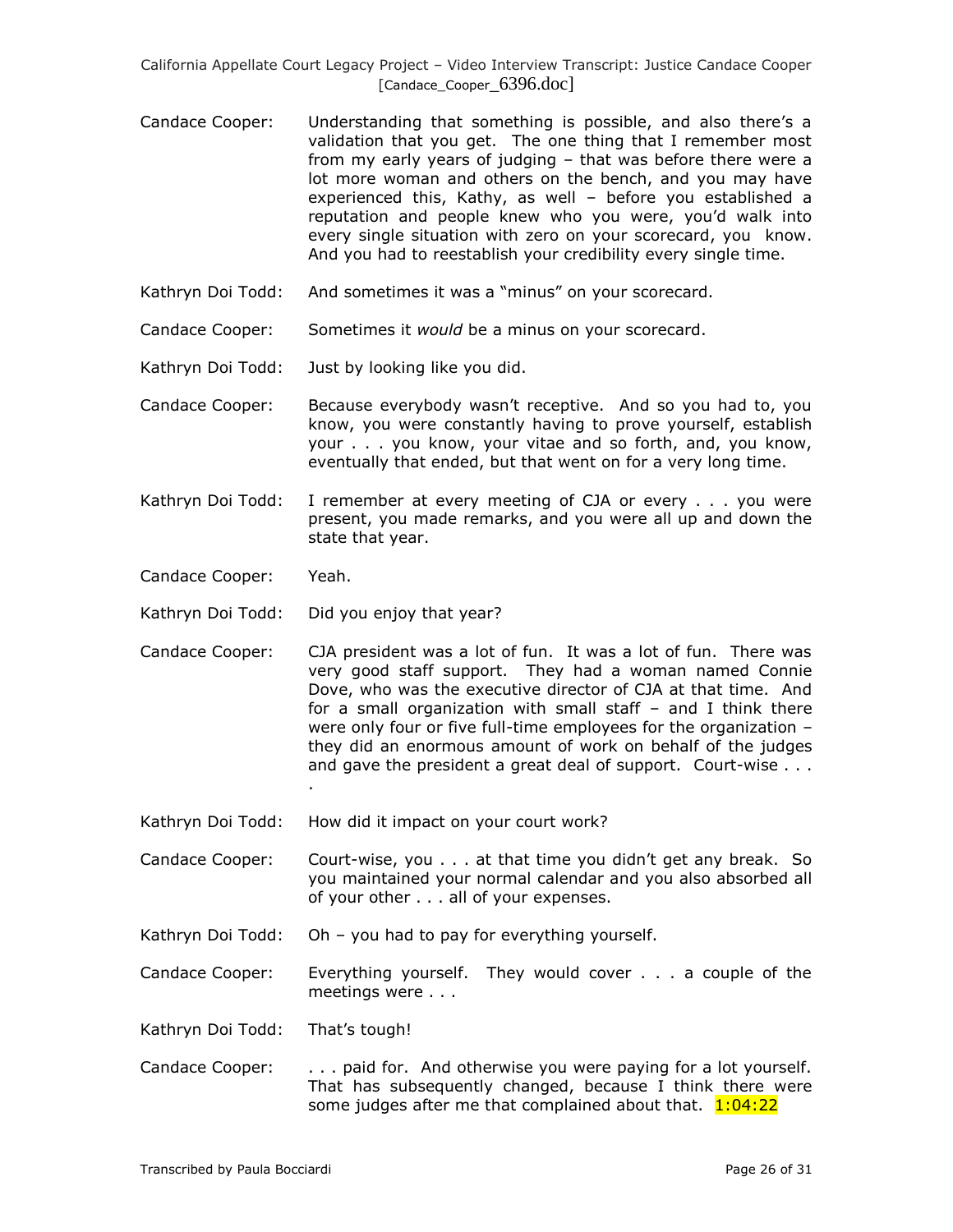Candace Cooper: Understanding that something is possible, and also there's a validation that you get. The one thing that I remember most from my early years of judging – that was before there were a lot more woman and others on the bench, and you may have experienced this, Kathy, as well – before you established a reputation and people knew who you were, you'd walk into every single situation with zero on your scorecard, you know. And you had to reestablish your credibility every single time.

Kathryn Doi Todd: And sometimes it was a "minus" on your scorecard.

Candace Cooper: Sometimes it *would* be a minus on your scorecard.

Kathryn Doi Todd: Just by looking like you did.

Candace Cooper: Because everybody wasn't receptive. And so you had to, you know, you were constantly having to prove yourself, establish your . . . you know, your vitae and so forth, and, you know, eventually that ended, but that went on for a very long time.

Kathryn Doi Todd: I remember at every meeting of CJA or every . . . you were present, you made remarks, and you were all up and down the state that year.

Candace Cooper: Yeah.

Kathryn Doi Todd: Did you enjoy that year?

Candace Cooper: CJA president was a lot of fun. It was a lot of fun. There was very good staff support. They had a woman named Connie Dove, who was the executive director of CJA at that time. And for a small organization with small staff – and I think there were only four or five full-time employees for the organization – they did an enormous amount of work on behalf of the judges and gave the president a great deal of support. Court-wise . . . .

Kathryn Doi Todd: How did it impact on your court work?

Candace Cooper: Court-wise, you . . . at that time you didn't get any break. So you maintained your normal calendar and you also absorbed all of your other . . . all of your expenses.

Kathryn Doi Todd: Oh – you had to pay for everything yourself.

Candace Cooper: Everything yourself. They would cover . . . a couple of the meetings were . . .

Kathryn Doi Todd: That's tough!

Candace Cooper: . . . paid for. And otherwise you were paying for a lot yourself. That has subsequently changed, because I think there were some judges after me that complained about that. 1:04:22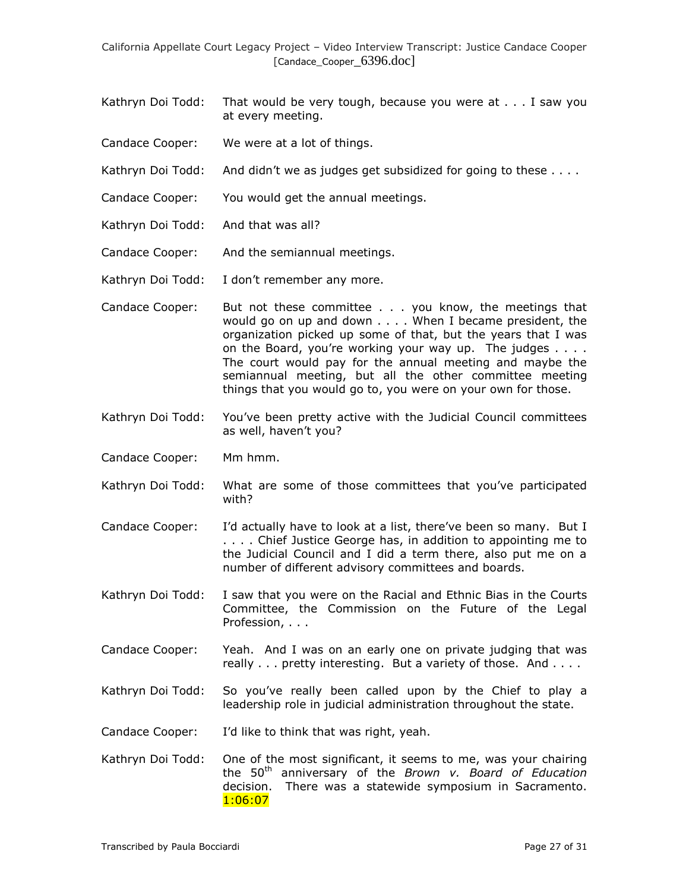Kathryn Doi Todd: That would be very tough, because you were at . . . I saw you at every meeting.

Candace Cooper: We were at a lot of things.

Kathryn Doi Todd: And didn't we as judges get subsidized for going to these . . . .

Candace Cooper: You would get the annual meetings.

Kathryn Doi Todd: And that was all?

Candace Cooper: And the semiannual meetings.

Kathryn Doi Todd: I don't remember any more.

Candace Cooper: But not these committee . . . you know, the meetings that would go on up and down . . . . When I became president, the organization picked up some of that, but the years that I was on the Board, you're working your way up. The judges . . . . The court would pay for the annual meeting and maybe the semiannual meeting, but all the other committee meeting things that you would go to, you were on your own for those.

Kathryn Doi Todd: You've been pretty active with the Judicial Council committees as well, haven't you?

Candace Cooper: Mm hmm.

Kathryn Doi Todd: What are some of those committees that you've participated with?

Candace Cooper: I'd actually have to look at a list, there've been so many. But I . . . . Chief Justice George has, in addition to appointing me to the Judicial Council and I did a term there, also put me on a number of different advisory committees and boards.

Kathryn Doi Todd: I saw that you were on the Racial and Ethnic Bias in the Courts Committee, the Commission on the Future of the Legal Profession, . . .

Candace Cooper: Yeah. And I was on an early one on private judging that was really . . . pretty interesting. But a variety of those. And . . . .

Kathryn Doi Todd: So you've really been called upon by the Chief to play a leadership role in judicial administration throughout the state.

Candace Cooper: I'd like to think that was right, yeah.

Kathryn Doi Todd: One of the most significant, it seems to me, was your chairing the 50th anniversary of the *Brown v. Board of Education* decision. There was a statewide symposium in Sacramento. 1:06:07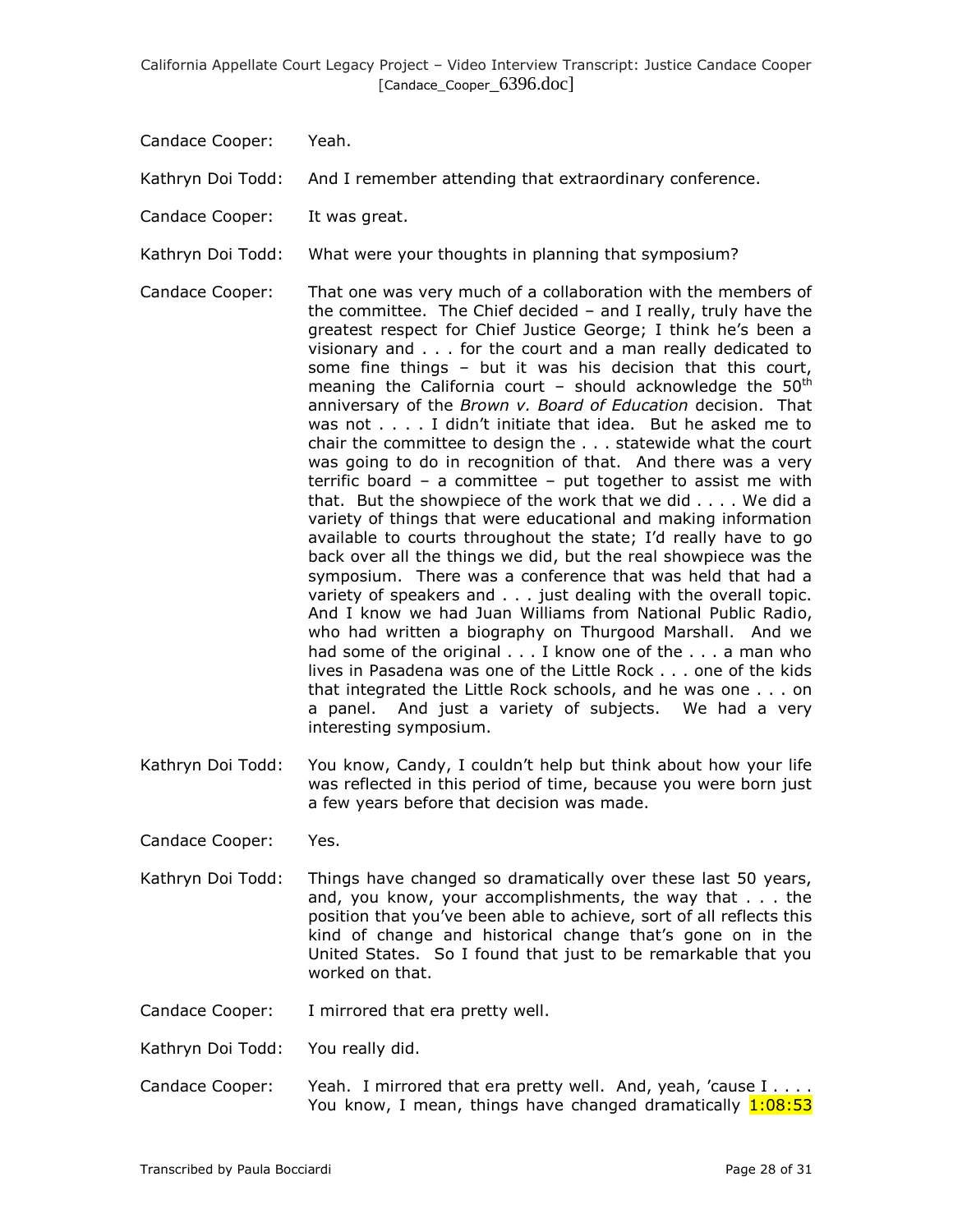Candace Cooper: Yeah.

Kathryn Doi Todd: And I remember attending that extraordinary conference.

Candace Cooper: It was great.

Kathryn Doi Todd: What were your thoughts in planning that symposium?

Candace Cooper: That one was very much of a collaboration with the members of the committee. The Chief decided – and I really, truly have the greatest respect for Chief Justice George; I think he's been a visionary and . . . for the court and a man really dedicated to some fine things – but it was his decision that this court, meaning the California court – should acknowledge the 50th anniversary of the *Brown v. Board of Education* decision. That was not . . . . I didn't initiate that idea. But he asked me to chair the committee to design the . . . statewide what the court was going to do in recognition of that. And there was a very terrific board – a committee – put together to assist me with that. But the showpiece of the work that we did . . . . We did a variety of things that were educational and making information available to courts throughout the state; I'd really have to go back over all the things we did, but the real showpiece was the symposium. There was a conference that was held that had a variety of speakers and . . . just dealing with the overall topic. And I know we had Juan Williams from National Public Radio, who had written a biography on Thurgood Marshall. And we had some of the original . . . I know one of the . . . a man who lives in Pasadena was one of the Little Rock . . . one of the kids that integrated the Little Rock schools, and he was one . . . on a panel. And just a variety of subjects. We had a very interesting symposium.

Kathryn Doi Todd: You know, Candy, I couldn't help but think about how your life was reflected in this period of time, because you were born just a few years before that decision was made.

Candace Cooper: Yes.

Kathryn Doi Todd: Things have changed so dramatically over these last 50 years, and, you know, your accomplishments, the way that . . . the position that you've been able to achieve, sort of all reflects this kind of change and historical change that's gone on in the United States. So I found that just to be remarkable that you worked on that.

Candace Cooper: I mirrored that era pretty well.

Kathryn Doi Todd: You really did.

Candace Cooper: Yeah. I mirrored that era pretty well. And, yeah, 'cause I . . . . You know, I mean, things have changed dramatically 1:08:53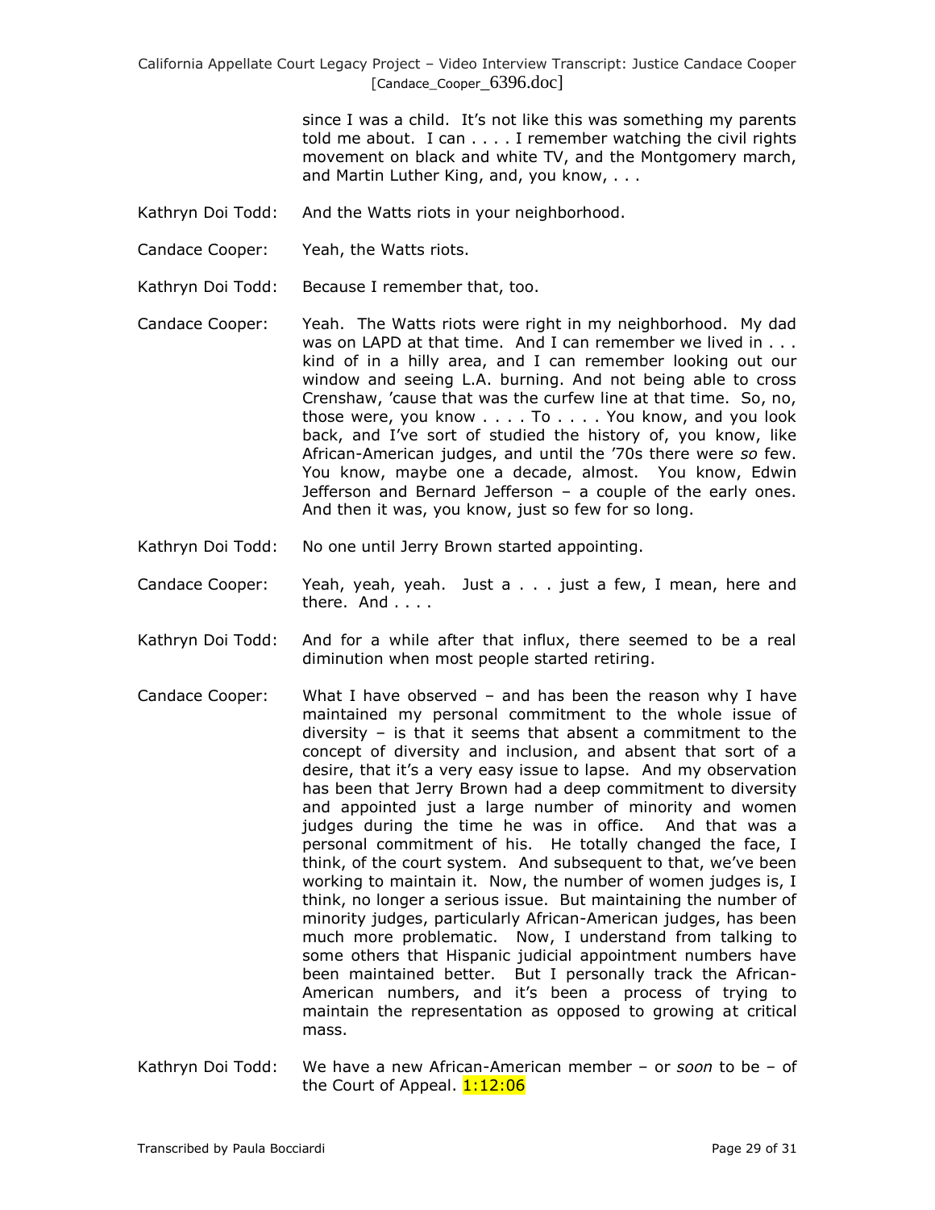since I was a child. It's not like this was something my parents told me about. I can . . . . I remember watching the civil rights movement on black and white TV, and the Montgomery march, and Martin Luther King, and, you know, . . .

Kathryn Doi Todd: And the Watts riots in your neighborhood.

Candace Cooper: Yeah, the Watts riots.

Kathryn Doi Todd: Because I remember that, too.

Candace Cooper: Yeah. The Watts riots were right in my neighborhood. My dad was on LAPD at that time. And I can remember we lived in . . . kind of in a hilly area, and I can remember looking out our window and seeing L.A. burning. And not being able to cross Crenshaw, 'cause that was the curfew line at that time. So, no, those were, you know . . . . To . . . . You know, and you look back, and I've sort of studied the history of, you know, like African-American judges, and until the '70s there were *so* few. You know, maybe one a decade, almost. You know, Edwin Jefferson and Bernard Jefferson – a couple of the early ones. And then it was, you know, just so few for so long.

Kathryn Doi Todd: No one until Jerry Brown started appointing.

Candace Cooper: Yeah, yeah, yeah. Just a . . . just a few, I mean, here and there. And . . . .

Kathryn Doi Todd: And for a while after that influx, there seemed to be a real diminution when most people started retiring.

Candace Cooper: What I have observed – and has been the reason why I have maintained my personal commitment to the whole issue of diversity – is that it seems that absent a commitment to the concept of diversity and inclusion, and absent that sort of a desire, that it's a very easy issue to lapse. And my observation has been that Jerry Brown had a deep commitment to diversity and appointed just a large number of minority and women judges during the time he was in office. And that was a personal commitment of his. He totally changed the face, I think, of the court system. And subsequent to that, we've been working to maintain it. Now, the number of women judges is, I think, no longer a serious issue. But maintaining the number of minority judges, particularly African-American judges, has been much more problematic. Now, I understand from talking to some others that Hispanic judicial appointment numbers have been maintained better. But I personally track the African-American numbers, and it's been a process of trying to maintain the representation as opposed to growing at critical mass.

Kathryn Doi Todd: We have a new African-American member – or *soon* to be – of the Court of Appeal. 1:12:06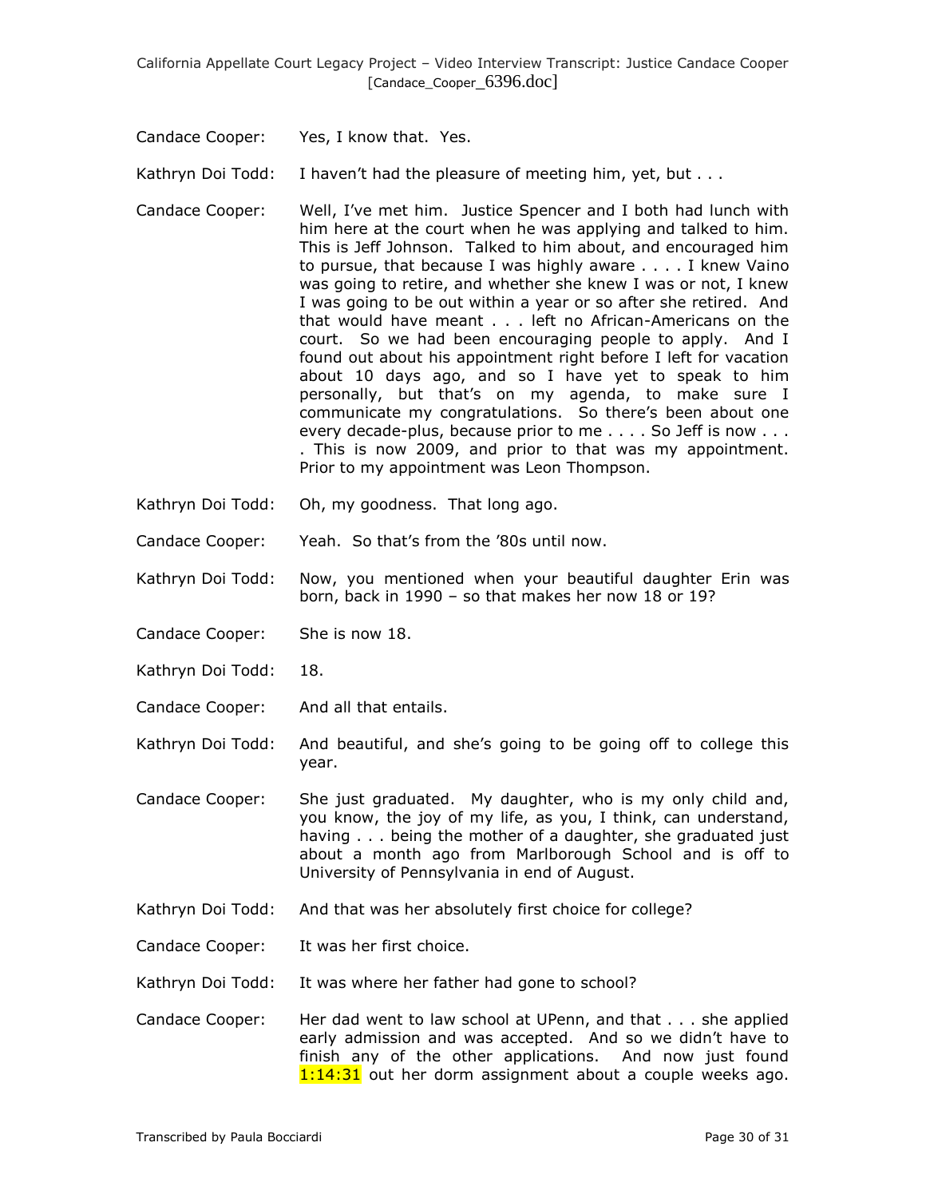Candace Cooper: Yes, I know that. Yes.

Kathryn Doi Todd: I haven't had the pleasure of meeting him, yet, but . . .

Candace Cooper: Well, I've met him. Justice Spencer and I both had lunch with him here at the court when he was applying and talked to him. This is Jeff Johnson. Talked to him about, and encouraged him to pursue, that because I was highly aware . . . . I knew Vaino was going to retire, and whether she knew I was or not, I knew I was going to be out within a year or so after she retired. And that would have meant . . . left no African-Americans on the court. So we had been encouraging people to apply. And I found out about his appointment right before I left for vacation about 10 days ago, and so I have yet to speak to him personally, but that's on my agenda, to make sure I communicate my congratulations. So there's been about one every decade-plus, because prior to me . . . . So Jeff is now . . . . This is now 2009, and prior to that was my appointment. Prior to my appointment was Leon Thompson.

Kathryn Doi Todd: Oh, my goodness. That long ago.

Candace Cooper: Yeah. So that's from the '80s until now.

Kathryn Doi Todd: Now, you mentioned when your beautiful daughter Erin was born, back in 1990 – so that makes her now 18 or 19?

Candace Cooper: She is now 18.

Kathryn Doi Todd: 18.

Candace Cooper: And all that entails.

Kathryn Doi Todd: And beautiful, and she's going to be going off to college this year.

Candace Cooper: She just graduated. My daughter, who is my only child and, you know, the joy of my life, as you, I think, can understand, having . . . being the mother of a daughter, she graduated just about a month ago from Marlborough School and is off to University of Pennsylvania in end of August.

Kathryn Doi Todd: And that was her absolutely first choice for college?

Candace Cooper: It was her first choice.

Kathryn Doi Todd: It was where her father had gone to school?

Candace Cooper: Her dad went to law school at UPenn, and that . . . she applied early admission and was accepted. And so we didn't have to finish any of the other applications. And now just found 1:14:31 out her dorm assignment about a couple weeks ago.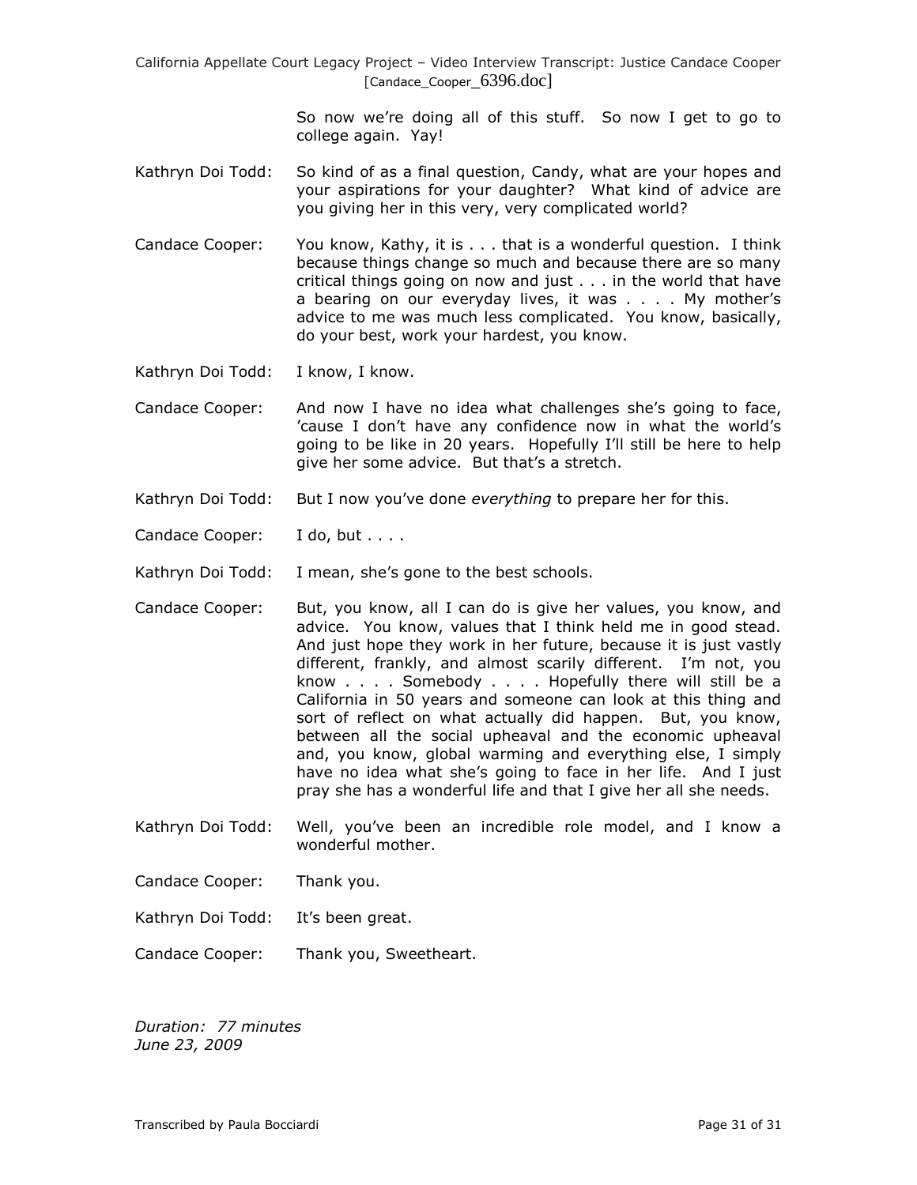So now we're doing all of this stuff. So now I get to go to college again. Yay!

Kathryn Doi Todd: So kind of as a final question, Candy, what are your hopes and your aspirations for your daughter? What kind of advice are you giving her in this very, very complicated world?

Candace Cooper: You know, Kathy, it is . . . that is a wonderful question. I think because things change so much and because there are so many critical things going on now and just . . . in the world that have a bearing on our everyday lives, it was . . . . My mother's advice to me was much less complicated. You know, basically, do your best, work your hardest, you know.

Kathryn Doi Todd: I know, I know.

Candace Cooper: And now I have no idea what challenges she's going to face, 'cause I don't have any confidence now in what the world's going to be like in 20 years. Hopefully I'll still be here to help give her some advice. But that's a stretch.

Kathryn Doi Todd: But I now you've done *everything* to prepare her for this.

Candace Cooper: I do, but . . . .

Kathryn Doi Todd: I mean, she's gone to the best schools.

Candace Cooper: But, you know, all I can do is give her values, you know, and advice. You know, values that I think held me in good stead. And just hope they work in her future, because it is just vastly different, frankly, and almost scarily different. I'm not, you know . . . . Somebody . . . . Hopefully there will still be a California in 50 years and someone can look at this thing and sort of reflect on what actually did happen. But, you know, between all the social upheaval and the economic upheaval and, you know, global warming and everything else, I simply have no idea what she's going to face in her life. And I just pray she has a wonderful life and that I give her all she needs.

Kathryn Doi Todd: Well, you've been an incredible role model, and I know a wonderful mother.

Candace Cooper: Thank you.

Kathryn Doi Todd: It's been great.

Candace Cooper: Thank you, Sweetheart.

*Duration: 77 minutes*
*June 23, 2009*